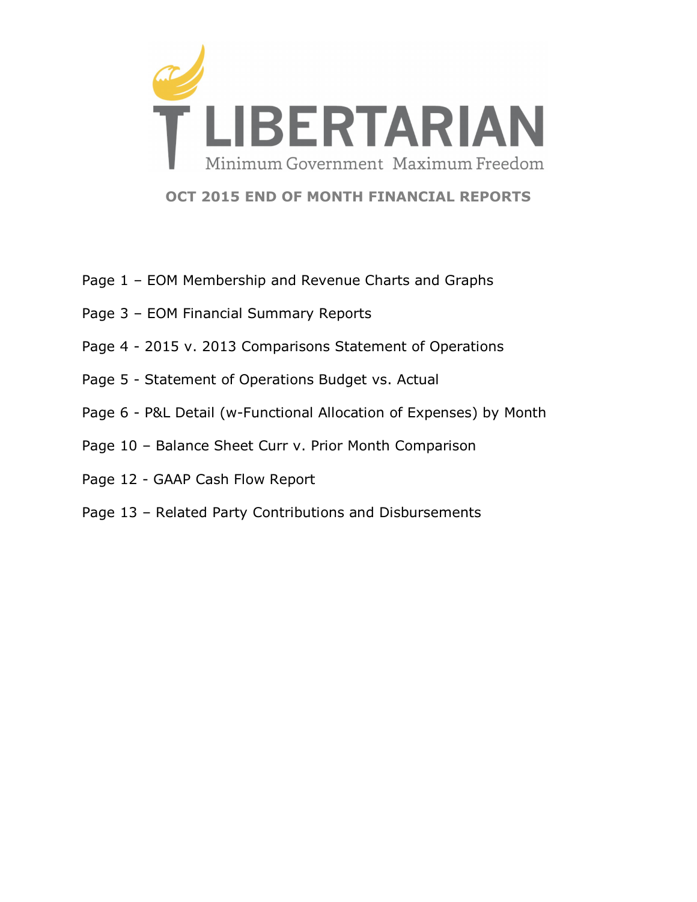# LIBERTARIAN

Minimum Government Maximum Freedom

## OCT 2015 END OF MONTH FINANCIAL REPORTS

Page 1 – EOM Membership and Revenue Charts and Graphs

Page 3 – EOM Financial Summary Reports

Page 4 - 2015 v. 2013 Comparisons Statement of Operations

Page 5 - Statement of Operations Budget vs. Actual

Page 6 - P&L Detail (w-Functional Allocation of Expenses) by Month

Page 10 – Balance Sheet Curr v. Prior Month Comparison

Page 12 - GAAP Cash Flow Report

Page 13 – Related Party Contributions and Disbursements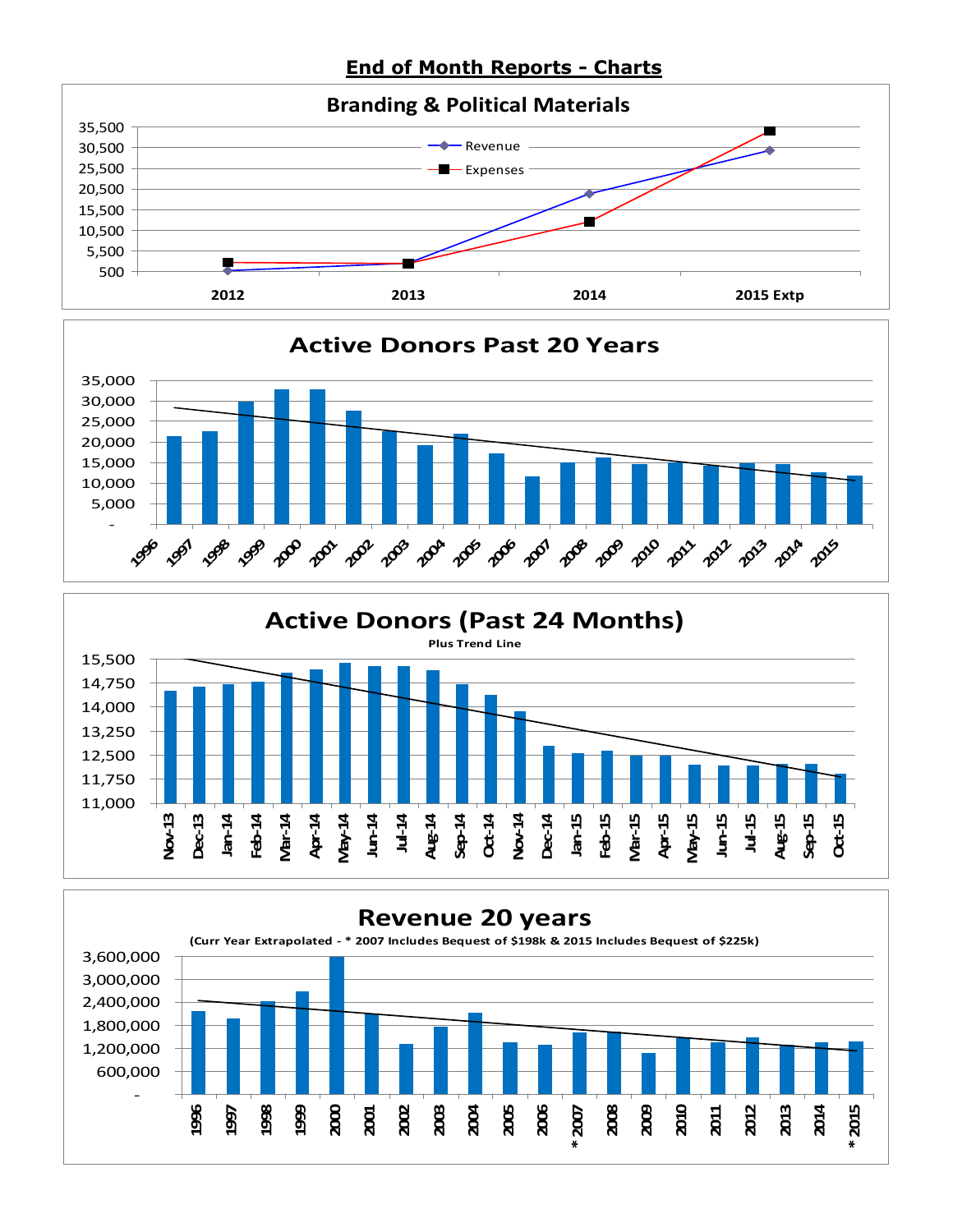# End of Month Reports - Charts

## Branding & Political Materials

Revenue
Expenses

35,500
30,500
25,500
20,500
15,500
10,500
5,500
500

2012 | 2013 | 2014 | 2015 Extp

## Active Donors Past 20 Years

35,000
30,000
25,000
20,000
15,000
10,000
5,000
-

1996 1997 1998 1999 2000 2001 2002 2003 2004 2005 2006 2007 2008 2009 2010 2011 2012 2013 2014 2015

## Active Donors (Past 24 Months)

**Plus Trend Line**

15,500
14,750
14,000
13,250
12,500
11,750
11,000

Nov-13 Dec-13 Jan-14 Feb-14 Mar-14 Apr-14 May-14 Jun-14 Jul-14 Aug-14 Sep-14 Oct-14 Nov-14 Dec-14 Jan-15 Feb-15 Mar-15 Apr-15 May-15 Jun-15 Jul-15 Aug-15 Sep-15 Oct-15

## Revenue 20 years

**(Curr Year Extrapolated - * 2007 Includes Bequest of $198k & 2015 Includes Bequest of $225k)**

3,600,000
3,000,000
2,400,000
1,800,000
1,200,000
600,000
-

1996 1997 1998 1999 2000 2001 2002 2003 2004 2005 2006 2007* 2008 2009 2010 2011 2012 2013 2014 2015*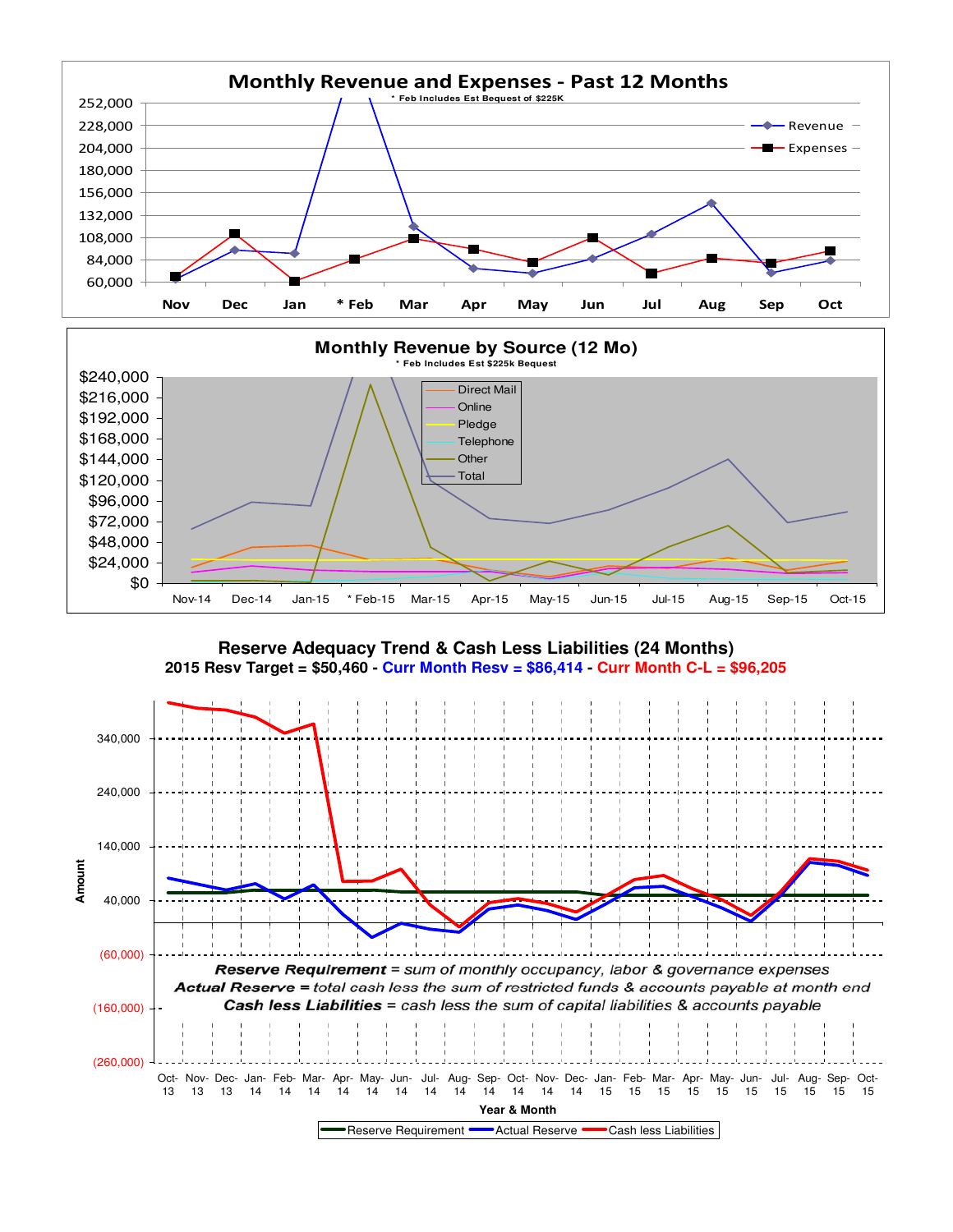## Monthly Revenue and Expenses - Past 12 Months

* Feb Includes Est Bequest of $225K

Legend: Revenue, Expenses

Y-axis: 60,000; 84,000; 108,000; 132,000; 156,000; 180,000; 204,000; 228,000; 252,000

X-axis: Nov, Dec, Jan, * Feb, Mar, Apr, May, Jun, Jul, Aug, Sep, Oct

## Monthly Revenue by Source (12 Mo)

* Feb Includes Est $225k Bequest

Legend: Direct Mail, Online, Pledge, Telephone, Other, Total

Y-axis: $0; $24,000; $48,000; $72,000; $96,000; $120,000; $144,000; $168,000; $192,000; $216,000; $240,000

X-axis: Nov-14, Dec-14, Jan-15, * Feb-15, Mar-15, Apr-15, May-15, Jun-15, Jul-15, Aug-15, Sep-15, Oct-15

## Reserve Adequacy Trend & Cash Less Liabilities (24 Months)

**2015 Resv Target = $50,460 - Curr Month Resv = $86,414 - Curr Month C-L = $96,205**

Y-axis (Amount): (260,000); (160,000); (60,000); 40,000; 140,000; 240,000; 340,000

X-axis (Year & Month): Oct-13, Nov-13, Dec-13, Jan-14, Feb-14, Mar-14, Apr-14, May-14, Jun-14, Jul-14, Aug-14, Sep-14, Oct-14, Nov-14, Dec-14, Jan-15, Feb-15, Mar-15, Apr-15, May-15, Jun-15, Jul-15, Aug-15, Sep-15, Oct-15

***Reserve Requirement*** = *sum of monthly occupancy, labor & governance expenses*

***Actual Reserve*** = *total cash less the sum of restricted funds & accounts payable at month end*

***Cash less Liabilities*** = *cash less the sum of capital liabilities & accounts payable*

Legend: Reserve Requirement, Actual Reserve, Cash less Liabilities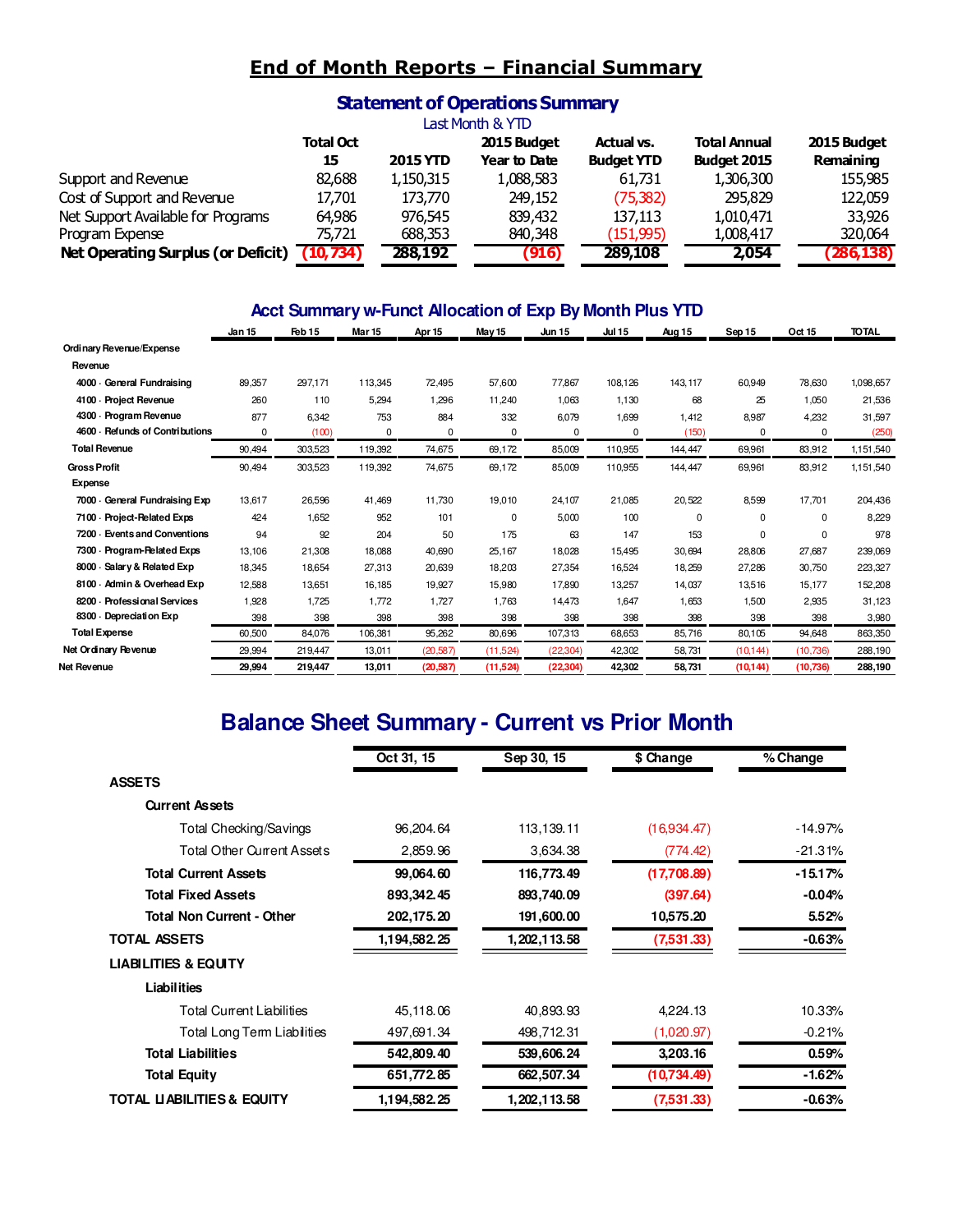# End of Month Reports – Financial Summary

## Statement of Operations Summary

Last Month & YTD

| | Total Oct 15 | 2015 YTD | 2015 Budget Year to Date | Actual vs. Budget YTD | Total Annual Budget 2015 | 2015 Budget Remaining |
|---|---|---|---|---|---|---|
| Support and Revenue | 82,688 | 1,150,315 | 1,088,583 | 61,731 | 1,306,300 | 155,985 |
| Cost of Support and Revenue | 17,701 | 173,770 | 249,152 | (75,382) | 295,829 | 122,059 |
| Net Support Available for Programs | 64,986 | 976,545 | 839,432 | 137,113 | 1,010,471 | 33,926 |
| Program Expense | 75,721 | 688,353 | 840,348 | (151,995) | 1,008,417 | 320,064 |
| **Net Operating Surplus (or Deficit)** | **(10,734)** | **288,192** | **(916)** | **289,108** | **2,054** | **(286,138)** |

## Acct Summary w-Funct Allocation of Exp By Month Plus YTD

| | Jan 15 | Feb 15 | Mar 15 | Apr 15 | May 15 | Jun 15 | Jul 15 | Aug 15 | Sep 15 | Oct 15 | TOTAL |
|---|---|---|---|---|---|---|---|---|---|---|---|
| Ordinary Revenue/Expense | | | | | | | | | | | |
| Revenue | | | | | | | | | | | |
| 4000 · General Fundraising | 89,357 | 297,171 | 113,345 | 72,495 | 57,600 | 77,867 | 108,126 | 143,117 | 60,949 | 78,630 | 1,098,657 |
| 4100 · Project Revenue | 260 | 110 | 5,294 | 1,296 | 11,240 | 1,063 | 1,130 | 68 | 25 | 1,050 | 21,536 |
| 4300 · Program Revenue | 877 | 6,342 | 753 | 884 | 332 | 6,079 | 1,699 | 1,412 | 8,987 | 4,232 | 31,597 |
| 4600 · Refunds of Contributions | 0 | (100) | 0 | 0 | 0 | 0 | 0 | (150) | 0 | 0 | (250) |
| Total Revenue | 90,494 | 303,523 | 119,392 | 74,675 | 69,172 | 85,009 | 110,955 | 144,447 | 69,961 | 83,912 | 1,151,540 |
| Gross Profit | 90,494 | 303,523 | 119,392 | 74,675 | 69,172 | 85,009 | 110,955 | 144,447 | 69,961 | 83,912 | 1,151,540 |
| Expense | | | | | | | | | | | |
| 7000 · General Fundraising Exp | 13,617 | 26,596 | 41,469 | 11,730 | 19,010 | 24,107 | 21,085 | 20,522 | 8,599 | 17,701 | 204,436 |
| 7100 · Project-Related Exps | 424 | 1,652 | 952 | 101 | 0 | 5,000 | 100 | 0 | 0 | 0 | 8,229 |
| 7200 · Events and Conventions | 94 | 92 | 204 | 50 | 175 | 63 | 147 | 153 | 0 | 0 | 978 |
| 7300 · Program-Related Exps | 13,106 | 21,308 | 18,088 | 40,690 | 25,167 | 18,028 | 15,495 | 30,694 | 28,806 | 27,687 | 239,069 |
| 8000 · Salary & Related Exp | 18,345 | 18,654 | 27,313 | 20,639 | 18,203 | 27,354 | 16,524 | 18,259 | 27,286 | 30,750 | 223,327 |
| 8100 · Admin & Overhead Exp | 12,588 | 13,651 | 16,185 | 19,927 | 15,980 | 17,890 | 13,257 | 14,037 | 13,516 | 15,177 | 152,208 |
| 8200 · Professional Services | 1,928 | 1,725 | 1,772 | 1,727 | 1,763 | 14,473 | 1,647 | 1,653 | 1,500 | 2,935 | 31,123 |
| 8300 · Depreciation Exp | 398 | 398 | 398 | 398 | 398 | 398 | 398 | 398 | 398 | 398 | 3,980 |
| Total Expense | 60,500 | 84,076 | 106,381 | 95,262 | 80,696 | 107,313 | 68,653 | 85,716 | 80,105 | 94,648 | 863,350 |
| Net Ordinary Revenue | 29,994 | 219,447 | 13,011 | (20,587) | (11,524) | (22,304) | 42,302 | 58,731 | (10,144) | (10,736) | 288,190 |
| **Net Revenue** | **29,994** | **219,447** | **13,011** | **(20,587)** | **(11,524)** | **(22,304)** | **42,302** | **58,731** | **(10,144)** | **(10,736)** | **288,190** |

## Balance Sheet Summary - Current vs Prior Month

| | Oct 31, 15 | Sep 30, 15 | $ Change | % Change |
|---|---|---|---|---|
| **ASSETS** | | | | |
| **Current Assets** | | | | |
| Total Checking/Savings | 96,204.64 | 113,139.11 | (16,934.47) | -14.97% |
| Total Other Current Assets | 2,859.96 | 3,634.38 | (774.42) | -21.31% |
| **Total Current Assets** | **99,064.60** | **116,773.49** | **(17,708.89)** | **-15.17%** |
| **Total Fixed Assets** | **893,342.45** | **893,740.09** | **(397.64)** | **-0.04%** |
| **Total Non Current - Other** | **202,175.20** | **191,600.00** | **10,575.20** | **5.52%** |
| **TOTAL ASSETS** | **1,194,582.25** | **1,202,113.58** | **(7,531.33)** | **-0.63%** |
| **LIABILITIES & EQUITY** | | | | |
| **Liabilities** | | | | |
| Total Current Liabilities | 45,118.06 | 40,893.93 | 4,224.13 | 10.33% |
| Total Long Term Liabilities | 497,691.34 | 498,712.31 | (1,020.97) | -0.21% |
| **Total Liabilities** | **542,809.40** | **539,606.24** | **3,203.16** | **0.59%** |
| **Total Equity** | **651,772.85** | **662,507.34** | **(10,734.49)** | **-1.62%** |
| **TOTAL LIABILITIES & EQUITY** | **1,194,582.25** | **1,202,113.58** | **(7,531.33)** | **-0.63%** |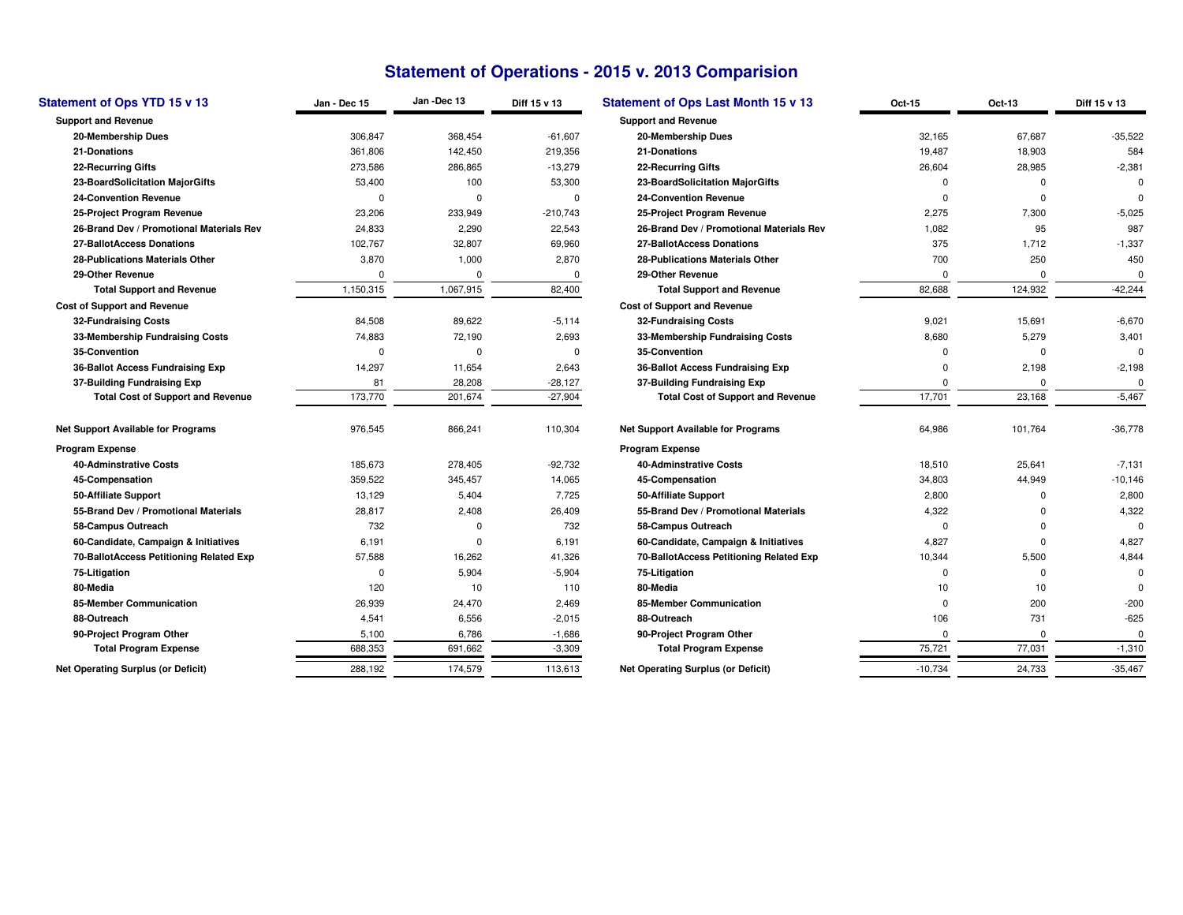# Statement of Operations - 2015 v. 2013 Comparision

## Statement of Ops YTD 15 v 13

| Statement of Ops YTD 15 v 13 | Jan - Dec 15 | Jan -Dec 13 | Diff 15 v 13 |
|---|---|---|---|
| **Support and Revenue** | | | |
| **20-Membership Dues** | 306,847 | 368,454 | -61,607 |
| **21-Donations** | 361,806 | 142,450 | 219,356 |
| **22-Recurring Gifts** | 273,586 | 286,865 | -13,279 |
| **23-BoardSolicitation MajorGifts** | 53,400 | 100 | 53,300 |
| **24-Convention Revenue** | 0 | 0 | 0 |
| **25-Project Program Revenue** | 23,206 | 233,949 | -210,743 |
| **26-Brand Dev / Promotional Materials Rev** | 24,833 | 2,290 | 22,543 |
| **27-BallotAccess Donations** | 102,767 | 32,807 | 69,960 |
| **28-Publications Materials Other** | 3,870 | 1,000 | 2,870 |
| **29-Other Revenue** | 0 | 0 | 0 |
| **Total Support and Revenue** | 1,150,315 | 1,067,915 | 82,400 |
| **Cost of Support and Revenue** | | | |
| **32-Fundraising Costs** | 84,508 | 89,622 | -5,114 |
| **33-Membership Fundraising Costs** | 74,883 | 72,190 | 2,693 |
| **35-Convention** | 0 | 0 | 0 |
| **36-Ballot Access Fundraising Exp** | 14,297 | 11,654 | 2,643 |
| **37-Building Fundraising Exp** | 81 | 28,208 | -28,127 |
| **Total Cost of Support and Revenue** | 173,770 | 201,674 | -27,904 |
| **Net Support Available for Programs** | 976,545 | 866,241 | 110,304 |
| **Program Expense** | | | |
| **40-Adminstrative Costs** | 185,673 | 278,405 | -92,732 |
| **45-Compensation** | 359,522 | 345,457 | 14,065 |
| **50-Affiliate Support** | 13,129 | 5,404 | 7,725 |
| **55-Brand Dev / Promotional Materials** | 28,817 | 2,408 | 26,409 |
| **58-Campus Outreach** | 732 | 0 | 732 |
| **60-Candidate, Campaign & Initiatives** | 6,191 | 0 | 6,191 |
| **70-BallotAccess Petitioning Related Exp** | 57,588 | 16,262 | 41,326 |
| **75-Litigation** | 0 | 5,904 | -5,904 |
| **80-Media** | 120 | 10 | 110 |
| **85-Member Communication** | 26,939 | 24,470 | 2,469 |
| **88-Outreach** | 4,541 | 6,556 | -2,015 |
| **90-Project Program Other** | 5,100 | 6,786 | -1,686 |
| **Total Program Expense** | 688,353 | 691,662 | -3,309 |
| **Net Operating Surplus (or Deficit)** | 288,192 | 174,579 | 113,613 |

## Statement of Ops Last Month 15 v 13

| Statement of Ops Last Month 15 v 13 | Oct-15 | Oct-13 | Diff 15 v 13 |
|---|---|---|---|
| **Support and Revenue** | | | |
| **20-Membership Dues** | 32,165 | 67,687 | -35,522 |
| **21-Donations** | 19,487 | 18,903 | 584 |
| **22-Recurring Gifts** | 26,604 | 28,985 | -2,381 |
| **23-BoardSolicitation MajorGifts** | 0 | 0 | 0 |
| **24-Convention Revenue** | 0 | 0 | 0 |
| **25-Project Program Revenue** | 2,275 | 7,300 | -5,025 |
| **26-Brand Dev / Promotional Materials Rev** | 1,082 | 95 | 987 |
| **27-BallotAccess Donations** | 375 | 1,712 | -1,337 |
| **28-Publications Materials Other** | 700 | 250 | 450 |
| **29-Other Revenue** | 0 | 0 | 0 |
| **Total Support and Revenue** | 82,688 | 124,932 | -42,244 |
| **Cost of Support and Revenue** | | | |
| **32-Fundraising Costs** | 9,021 | 15,691 | -6,670 |
| **33-Membership Fundraising Costs** | 8,680 | 5,279 | 3,401 |
| **35-Convention** | 0 | 0 | 0 |
| **36-Ballot Access Fundraising Exp** | 0 | 2,198 | -2,198 |
| **37-Building Fundraising Exp** | 0 | 0 | 0 |
| **Total Cost of Support and Revenue** | 17,701 | 23,168 | -5,467 |
| **Net Support Available for Programs** | 64,986 | 101,764 | -36,778 |
| **Program Expense** | | | |
| **40-Adminstrative Costs** | 18,510 | 25,641 | -7,131 |
| **45-Compensation** | 34,803 | 44,949 | -10,146 |
| **50-Affiliate Support** | 2,800 | 0 | 2,800 |
| **55-Brand Dev / Promotional Materials** | 4,322 | 0 | 4,322 |
| **58-Campus Outreach** | 0 | 0 | 0 |
| **60-Candidate, Campaign & Initiatives** | 4,827 | 0 | 4,827 |
| **70-BallotAccess Petitioning Related Exp** | 10,344 | 5,500 | 4,844 |
| **75-Litigation** | 0 | 0 | 0 |
| **80-Media** | 10 | 10 | 0 |
| **85-Member Communication** | 0 | 200 | -200 |
| **88-Outreach** | 106 | 731 | -625 |
| **90-Project Program Other** | 0 | 0 | 0 |
| **Total Program Expense** | 75,721 | 77,031 | -1,310 |
| **Net Operating Surplus (or Deficit)** | -10,734 | 24,733 | -35,467 |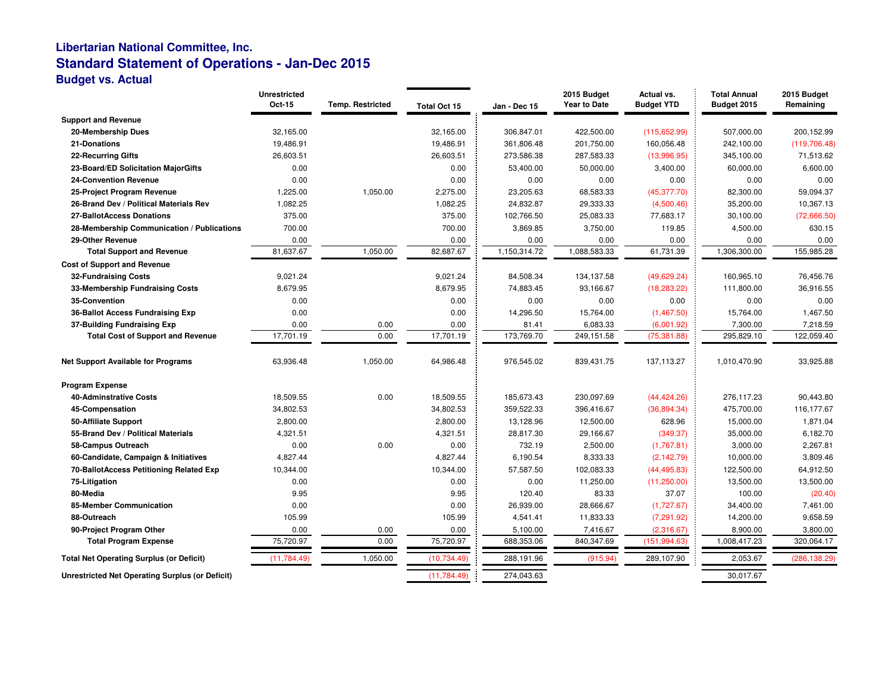# Libertarian National Committee, Inc.

## Standard Statement of Operations - Jan-Dec 2015

### Budget vs. Actual

| | Unrestricted Oct-15 | Temp. Restricted | Total Oct 15 | Jan - Dec 15 | 2015 Budget Year to Date | Actual vs. Budget YTD | Total Annual Budget 2015 | 2015 Budget Remaining |
|---|---|---|---|---|---|---|---|---|
| **Support and Revenue** | | | | | | | | |
| **20-Membership Dues** | 32,165.00 | | 32,165.00 | 306,847.01 | 422,500.00 | (115,652.99) | 507,000.00 | 200,152.99 |
| **21-Donations** | 19,486.91 | | 19,486.91 | 361,806.48 | 201,750.00 | 160,056.48 | 242,100.00 | (119,706.48) |
| **22-Recurring Gifts** | 26,603.51 | | 26,603.51 | 273,586.38 | 287,583.33 | (13,996.95) | 345,100.00 | 71,513.62 |
| **23-Board/ED Solicitation MajorGifts** | 0.00 | | 0.00 | 53,400.00 | 50,000.00 | 3,400.00 | 60,000.00 | 6,600.00 |
| **24-Convention Revenue** | 0.00 | | 0.00 | 0.00 | 0.00 | 0.00 | 0.00 | 0.00 |
| **25-Project Program Revenue** | 1,225.00 | 1,050.00 | 2,275.00 | 23,205.63 | 68,583.33 | (45,377.70) | 82,300.00 | 59,094.37 |
| **26-Brand Dev / Political Materials Rev** | 1,082.25 | | 1,082.25 | 24,832.87 | 29,333.33 | (4,500.46) | 35,200.00 | 10,367.13 |
| **27-BallotAccess Donations** | 375.00 | | 375.00 | 102,766.50 | 25,083.33 | 77,683.17 | 30,100.00 | (72,666.50) |
| **28-Membership Communication / Publications** | 700.00 | | 700.00 | 3,869.85 | 3,750.00 | 119.85 | 4,500.00 | 630.15 |
| **29-Other Revenue** | 0.00 | | 0.00 | 0.00 | 0.00 | 0.00 | 0.00 | 0.00 |
| **Total Support and Revenue** | 81,637.67 | 1,050.00 | 82,687.67 | 1,150,314.72 | 1,088,583.33 | 61,731.39 | 1,306,300.00 | 155,985.28 |
| **Cost of Support and Revenue** | | | | | | | | |
| **32-Fundraising Costs** | 9,021.24 | | 9,021.24 | 84,508.34 | 134,137.58 | (49,629.24) | 160,965.10 | 76,456.76 |
| **33-Membership Fundraising Costs** | 8,679.95 | | 8,679.95 | 74,883.45 | 93,166.67 | (18,283.22) | 111,800.00 | 36,916.55 |
| **35-Convention** | 0.00 | | 0.00 | 0.00 | 0.00 | 0.00 | 0.00 | 0.00 |
| **36-Ballot Access Fundraising Exp** | 0.00 | | 0.00 | 14,296.50 | 15,764.00 | (1,467.50) | 15,764.00 | 1,467.50 |
| **37-Building Fundraising Exp** | 0.00 | 0.00 | 0.00 | 81.41 | 6,083.33 | (6,001.92) | 7,300.00 | 7,218.59 |
| **Total Cost of Support and Revenue** | 17,701.19 | 0.00 | 17,701.19 | 173,769.70 | 249,151.58 | (75,381.88) | 295,829.10 | 122,059.40 |
| **Net Support Available for Programs** | 63,936.48 | 1,050.00 | 64,986.48 | 976,545.02 | 839,431.75 | 137,113.27 | 1,010,470.90 | 33,925.88 |
| **Program Expense** | | | | | | | | |
| **40-Adminstrative Costs** | 18,509.55 | 0.00 | 18,509.55 | 185,673.43 | 230,097.69 | (44,424.26) | 276,117.23 | 90,443.80 |
| **45-Compensation** | 34,802.53 | | 34,802.53 | 359,522.33 | 396,416.67 | (36,894.34) | 475,700.00 | 116,177.67 |
| **50-Affiliate Support** | 2,800.00 | | 2,800.00 | 13,128.96 | 12,500.00 | 628.96 | 15,000.00 | 1,871.04 |
| **55-Brand Dev / Political Materials** | 4,321.51 | | 4,321.51 | 28,817.30 | 29,166.67 | (349.37) | 35,000.00 | 6,182.70 |
| **58-Campus Outreach** | 0.00 | 0.00 | 0.00 | 732.19 | 2,500.00 | (1,767.81) | 3,000.00 | 2,267.81 |
| **60-Candidate, Campaign & Initiatives** | 4,827.44 | | 4,827.44 | 6,190.54 | 8,333.33 | (2,142.79) | 10,000.00 | 3,809.46 |
| **70-BallotAccess Petitioning Related Exp** | 10,344.00 | | 10,344.00 | 57,587.50 | 102,083.33 | (44,495.83) | 122,500.00 | 64,912.50 |
| **75-Litigation** | 0.00 | | 0.00 | 0.00 | 11,250.00 | (11,250.00) | 13,500.00 | 13,500.00 |
| **80-Media** | 9.95 | | 9.95 | 120.40 | 83.33 | 37.07 | 100.00 | (20.40) |
| **85-Member Communication** | 0.00 | | 0.00 | 26,939.00 | 28,666.67 | (1,727.67) | 34,400.00 | 7,461.00 |
| **88-Outreach** | 105.99 | | 105.99 | 4,541.41 | 11,833.33 | (7,291.92) | 14,200.00 | 9,658.59 |
| **90-Project Program Other** | 0.00 | 0.00 | 0.00 | 5,100.00 | 7,416.67 | (2,316.67) | 8,900.00 | 3,800.00 |
| **Total Program Expense** | 75,720.97 | 0.00 | 75,720.97 | 688,353.06 | 840,347.69 | (151,994.63) | 1,008,417.23 | 320,064.17 |
| **Total Net Operating Surplus (or Deficit)** | (11,784.49) | 1,050.00 | (10,734.49) | 288,191.96 | (915.94) | 289,107.90 | 2,053.67 | (286,138.29) |
| **Unrestricted Net Operating Surplus (or Deficit)** | | | (11,784.49) | 274,043.63 | | | 30,017.67 | |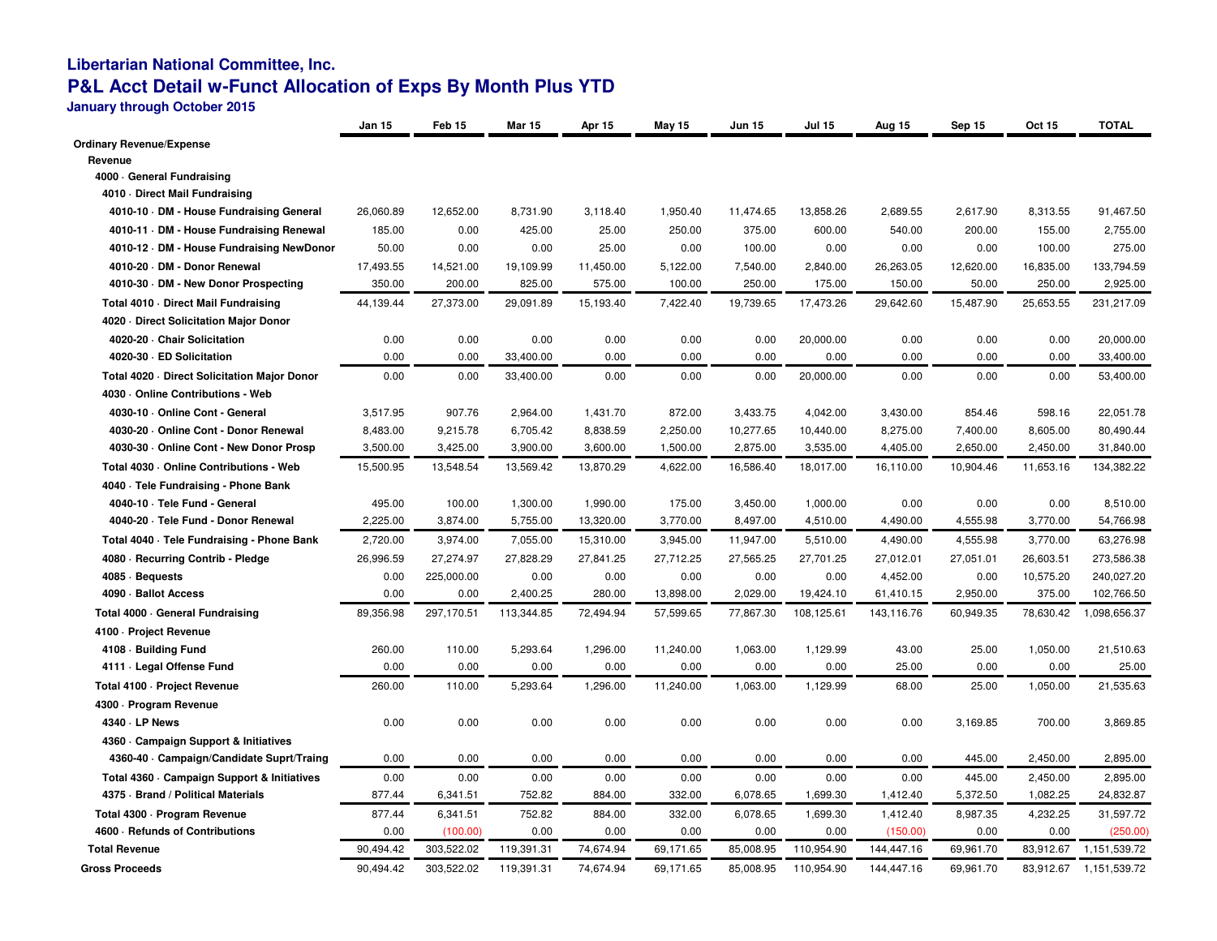**Libertarian National Committee, Inc.**

## P&L Acct Detail w-Funct Allocation of Exps By Month Plus YTD

**January through October 2015**

| | Jan 15 | Feb 15 | Mar 15 | Apr 15 | May 15 | Jun 15 | Jul 15 | Aug 15 | Sep 15 | Oct 15 | TOTAL |
|---|---|---|---|---|---|---|---|---|---|---|---|
| **Ordinary Revenue/Expense** | | | | | | | | | | | |
| **Revenue** | | | | | | | | | | | |
| **4000 · General Fundraising** | | | | | | | | | | | |
| **4010 · Direct Mail Fundraising** | | | | | | | | | | | |
| **4010-10 · DM - House Fundraising General** | 26,060.89 | 12,652.00 | 8,731.90 | 3,118.40 | 1,950.40 | 11,474.65 | 13,858.26 | 2,689.55 | 2,617.90 | 8,313.55 | 91,467.50 |
| **4010-11 · DM - House Fundraising Renewal** | 185.00 | 0.00 | 425.00 | 25.00 | 250.00 | 375.00 | 600.00 | 540.00 | 200.00 | 155.00 | 2,755.00 |
| **4010-12 · DM - House Fundraising NewDonor** | 50.00 | 0.00 | 0.00 | 25.00 | 0.00 | 100.00 | 0.00 | 0.00 | 0.00 | 100.00 | 275.00 |
| **4010-20 · DM - Donor Renewal** | 17,493.55 | 14,521.00 | 19,109.99 | 11,450.00 | 5,122.00 | 7,540.00 | 2,840.00 | 26,263.05 | 12,620.00 | 16,835.00 | 133,794.59 |
| **4010-30 · DM - New Donor Prospecting** | 350.00 | 200.00 | 825.00 | 575.00 | 100.00 | 250.00 | 175.00 | 150.00 | 50.00 | 250.00 | 2,925.00 |
| **Total 4010 · Direct Mail Fundraising** | 44,139.44 | 27,373.00 | 29,091.89 | 15,193.40 | 7,422.40 | 19,739.65 | 17,473.26 | 29,642.60 | 15,487.90 | 25,653.55 | 231,217.09 |
| **4020 · Direct Solicitation Major Donor** | | | | | | | | | | | |
| **4020-20 · Chair Solicitation** | 0.00 | 0.00 | 0.00 | 0.00 | 0.00 | 0.00 | 20,000.00 | 0.00 | 0.00 | 0.00 | 20,000.00 |
| **4020-30 · ED Solicitation** | 0.00 | 0.00 | 33,400.00 | 0.00 | 0.00 | 0.00 | 0.00 | 0.00 | 0.00 | 0.00 | 33,400.00 |
| **Total 4020 · Direct Solicitation Major Donor** | 0.00 | 0.00 | 33,400.00 | 0.00 | 0.00 | 0.00 | 20,000.00 | 0.00 | 0.00 | 0.00 | 53,400.00 |
| **4030 · Online Contributions - Web** | | | | | | | | | | | |
| **4030-10 · Online Cont - General** | 3,517.95 | 907.76 | 2,964.00 | 1,431.70 | 872.00 | 3,433.75 | 4,042.00 | 3,430.00 | 854.46 | 598.16 | 22,051.78 |
| **4030-20 · Online Cont - Donor Renewal** | 8,483.00 | 9,215.78 | 6,705.42 | 8,838.59 | 2,250.00 | 10,277.65 | 10,440.00 | 8,275.00 | 7,400.00 | 8,605.00 | 80,490.44 |
| **4030-30 · Online Cont - New Donor Prosp** | 3,500.00 | 3,425.00 | 3,900.00 | 3,600.00 | 1,500.00 | 2,875.00 | 3,535.00 | 4,405.00 | 2,650.00 | 2,450.00 | 31,840.00 |
| **Total 4030 · Online Contributions - Web** | 15,500.95 | 13,548.54 | 13,569.42 | 13,870.29 | 4,622.00 | 16,586.40 | 18,017.00 | 16,110.00 | 10,904.46 | 11,653.16 | 134,382.22 |
| **4040 · Tele Fundraising - Phone Bank** | | | | | | | | | | | |
| **4040-10 · Tele Fund - General** | 495.00 | 100.00 | 1,300.00 | 1,990.00 | 175.00 | 3,450.00 | 1,000.00 | 0.00 | 0.00 | 0.00 | 8,510.00 |
| **4040-20 · Tele Fund - Donor Renewal** | 2,225.00 | 3,874.00 | 5,755.00 | 13,320.00 | 3,770.00 | 8,497.00 | 4,510.00 | 4,490.00 | 4,555.98 | 3,770.00 | 54,766.98 |
| **Total 4040 · Tele Fundraising - Phone Bank** | 2,720.00 | 3,974.00 | 7,055.00 | 15,310.00 | 3,945.00 | 11,947.00 | 5,510.00 | 4,490.00 | 4,555.98 | 3,770.00 | 63,276.98 |
| **4080 · Recurring Contrib - Pledge** | 26,996.59 | 27,274.97 | 27,828.29 | 27,841.25 | 27,712.25 | 27,565.25 | 27,701.25 | 27,012.01 | 27,051.01 | 26,603.51 | 273,586.38 |
| **4085 · Bequests** | 0.00 | 225,000.00 | 0.00 | 0.00 | 0.00 | 0.00 | 0.00 | 4,452.00 | 0.00 | 10,575.20 | 240,027.20 |
| **4090 · Ballot Access** | 0.00 | 0.00 | 2,400.25 | 280.00 | 13,898.00 | 2,029.00 | 19,424.10 | 61,410.15 | 2,950.00 | 375.00 | 102,766.50 |
| **Total 4000 · General Fundraising** | 89,356.98 | 297,170.51 | 113,344.85 | 72,494.94 | 57,599.65 | 77,867.30 | 108,125.61 | 143,116.76 | 60,949.35 | 78,630.42 | 1,098,656.37 |
| **4100 · Project Revenue** | | | | | | | | | | | |
| **4108 · Building Fund** | 260.00 | 110.00 | 5,293.64 | 1,296.00 | 11,240.00 | 1,063.00 | 1,129.99 | 43.00 | 25.00 | 1,050.00 | 21,510.63 |
| **4111 · Legal Offense Fund** | 0.00 | 0.00 | 0.00 | 0.00 | 0.00 | 0.00 | 0.00 | 25.00 | 0.00 | 0.00 | 25.00 |
| **Total 4100 · Project Revenue** | 260.00 | 110.00 | 5,293.64 | 1,296.00 | 11,240.00 | 1,063.00 | 1,129.99 | 68.00 | 25.00 | 1,050.00 | 21,535.63 |
| **4300 · Program Revenue** | | | | | | | | | | | |
| **4340 · LP News** | 0.00 | 0.00 | 0.00 | 0.00 | 0.00 | 0.00 | 0.00 | 0.00 | 3,169.85 | 700.00 | 3,869.85 |
| **4360 · Campaign Support & Initiatives** | | | | | | | | | | | |
| **4360-40 · Campaign/Candidate Suprt/Traing** | 0.00 | 0.00 | 0.00 | 0.00 | 0.00 | 0.00 | 0.00 | 0.00 | 445.00 | 2,450.00 | 2,895.00 |
| **Total 4360 · Campaign Support & Initiatives** | 0.00 | 0.00 | 0.00 | 0.00 | 0.00 | 0.00 | 0.00 | 0.00 | 445.00 | 2,450.00 | 2,895.00 |
| **4375 · Brand / Political Materials** | 877.44 | 6,341.51 | 752.82 | 884.00 | 332.00 | 6,078.65 | 1,699.30 | 1,412.40 | 5,372.50 | 1,082.25 | 24,832.87 |
| **Total 4300 · Program Revenue** | 877.44 | 6,341.51 | 752.82 | 884.00 | 332.00 | 6,078.65 | 1,699.30 | 1,412.40 | 8,987.35 | 4,232.25 | 31,597.72 |
| **4600 · Refunds of Contributions** | 0.00 | (100.00) | 0.00 | 0.00 | 0.00 | 0.00 | 0.00 | (150.00) | 0.00 | 0.00 | (250.00) |
| **Total Revenue** | 90,494.42 | 303,522.02 | 119,391.31 | 74,674.94 | 69,171.65 | 85,008.95 | 110,954.90 | 144,447.16 | 69,961.70 | 83,912.67 | 1,151,539.72 |
| **Gross Proceeds** | 90,494.42 | 303,522.02 | 119,391.31 | 74,674.94 | 69,171.65 | 85,008.95 | 110,954.90 | 144,447.16 | 69,961.70 | 83,912.67 | 1,151,539.72 |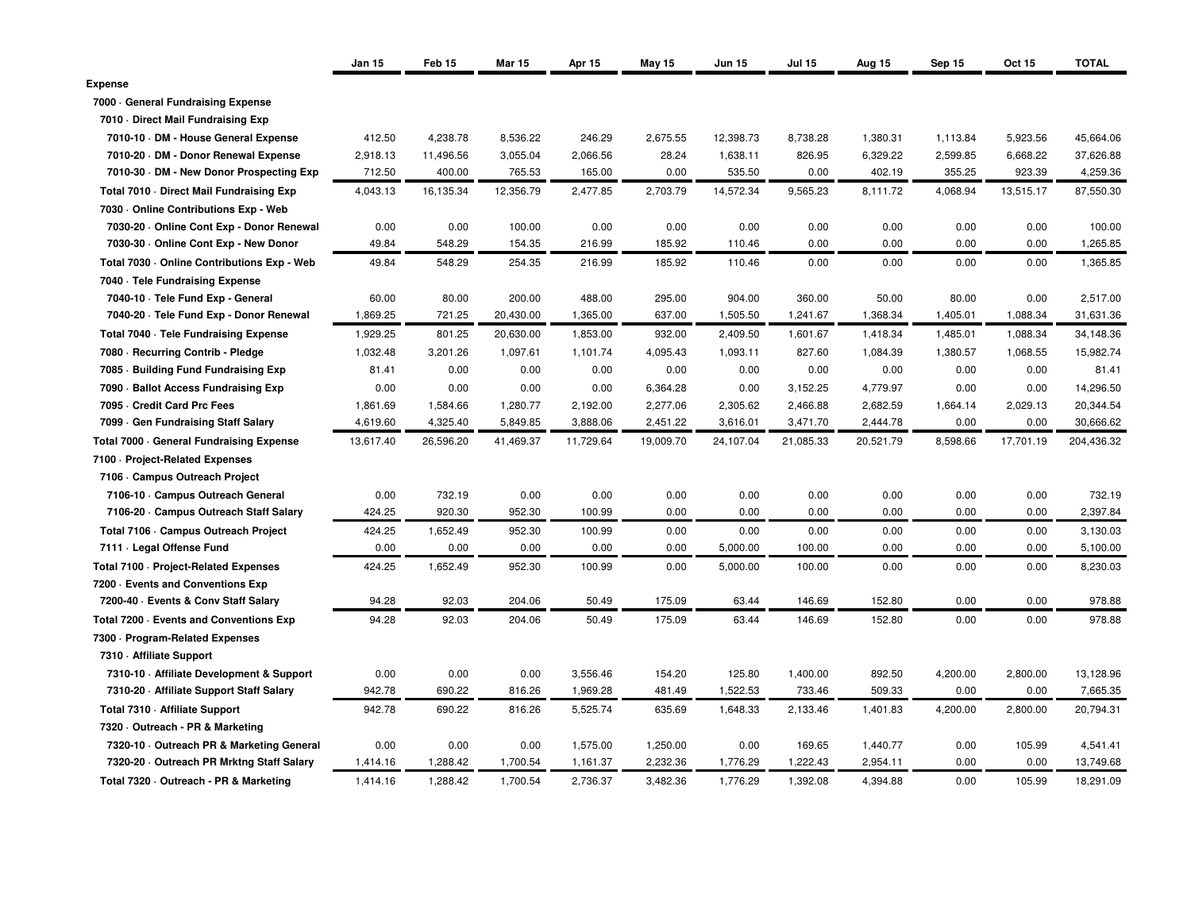| | Jan 15 | Feb 15 | Mar 15 | Apr 15 | May 15 | Jun 15 | Jul 15 | Aug 15 | Sep 15 | Oct 15 | TOTAL |
|---|---|---|---|---|---|---|---|---|---|---|---|
| **Expense** | | | | | | | | | | | |
| **7000 · General Fundraising Expense** | | | | | | | | | | | |
| **7010 · Direct Mail Fundraising Exp** | | | | | | | | | | | |
| **7010-10 · DM - House General Expense** | 412.50 | 4,238.78 | 8,536.22 | 246.29 | 2,675.55 | 12,398.73 | 8,738.28 | 1,380.31 | 1,113.84 | 5,923.56 | 45,664.06 |
| **7010-20 · DM - Donor Renewal Expense** | 2,918.13 | 11,496.56 | 3,055.04 | 2,066.56 | 28.24 | 1,638.11 | 826.95 | 6,329.22 | 2,599.85 | 6,668.22 | 37,626.88 |
| **7010-30 · DM - New Donor Prospecting Exp** | 712.50 | 400.00 | 765.53 | 165.00 | 0.00 | 535.50 | 0.00 | 402.19 | 355.25 | 923.39 | 4,259.36 |
| **Total 7010 · Direct Mail Fundraising Exp** | 4,043.13 | 16,135.34 | 12,356.79 | 2,477.85 | 2,703.79 | 14,572.34 | 9,565.23 | 8,111.72 | 4,068.94 | 13,515.17 | 87,550.30 |
| **7030 · Online Contributions Exp - Web** | | | | | | | | | | | |
| **7030-20 · Online Cont Exp - Donor Renewal** | 0.00 | 0.00 | 100.00 | 0.00 | 0.00 | 0.00 | 0.00 | 0.00 | 0.00 | 0.00 | 100.00 |
| **7030-30 · Online Cont Exp - New Donor** | 49.84 | 548.29 | 154.35 | 216.99 | 185.92 | 110.46 | 0.00 | 0.00 | 0.00 | 0.00 | 1,265.85 |
| **Total 7030 · Online Contributions Exp - Web** | 49.84 | 548.29 | 254.35 | 216.99 | 185.92 | 110.46 | 0.00 | 0.00 | 0.00 | 0.00 | 1,365.85 |
| **7040 · Tele Fundraising Expense** | | | | | | | | | | | |
| **7040-10 · Tele Fund Exp - General** | 60.00 | 80.00 | 200.00 | 488.00 | 295.00 | 904.00 | 360.00 | 50.00 | 80.00 | 0.00 | 2,517.00 |
| **7040-20 · Tele Fund Exp - Donor Renewal** | 1,869.25 | 721.25 | 20,430.00 | 1,365.00 | 637.00 | 1,505.50 | 1,241.67 | 1,368.34 | 1,405.01 | 1,088.34 | 31,631.36 |
| **Total 7040 · Tele Fundraising Expense** | 1,929.25 | 801.25 | 20,630.00 | 1,853.00 | 932.00 | 2,409.50 | 1,601.67 | 1,418.34 | 1,485.01 | 1,088.34 | 34,148.36 |
| **7080 · Recurring Contrib - Pledge** | 1,032.48 | 3,201.26 | 1,097.61 | 1,101.74 | 4,095.43 | 1,093.11 | 827.60 | 1,084.39 | 1,380.57 | 1,068.55 | 15,982.74 |
| **7085 · Building Fund Fundraising Exp** | 81.41 | 0.00 | 0.00 | 0.00 | 0.00 | 0.00 | 0.00 | 0.00 | 0.00 | 0.00 | 81.41 |
| **7090 · Ballot Access Fundraising Exp** | 0.00 | 0.00 | 0.00 | 0.00 | 6,364.28 | 0.00 | 3,152.25 | 4,779.97 | 0.00 | 0.00 | 14,296.50 |
| **7095 · Credit Card Prc Fees** | 1,861.69 | 1,584.66 | 1,280.77 | 2,192.00 | 2,277.06 | 2,305.62 | 2,466.88 | 2,682.59 | 1,664.14 | 2,029.13 | 20,344.54 |
| **7099 · Gen Fundraising Staff Salary** | 4,619.60 | 4,325.40 | 5,849.85 | 3,888.06 | 2,451.22 | 3,616.01 | 3,471.70 | 2,444.78 | 0.00 | 0.00 | 30,666.62 |
| **Total 7000 · General Fundraising Expense** | 13,617.40 | 26,596.20 | 41,469.37 | 11,729.64 | 19,009.70 | 24,107.04 | 21,085.33 | 20,521.79 | 8,598.66 | 17,701.19 | 204,436.32 |
| **7100 · Project-Related Expenses** | | | | | | | | | | | |
| **7106 · Campus Outreach Project** | | | | | | | | | | | |
| **7106-10 · Campus Outreach General** | 0.00 | 732.19 | 0.00 | 0.00 | 0.00 | 0.00 | 0.00 | 0.00 | 0.00 | 0.00 | 732.19 |
| **7106-20 · Campus Outreach Staff Salary** | 424.25 | 920.30 | 952.30 | 100.99 | 0.00 | 0.00 | 0.00 | 0.00 | 0.00 | 0.00 | 2,397.84 |
| **Total 7106 · Campus Outreach Project** | 424.25 | 1,652.49 | 952.30 | 100.99 | 0.00 | 0.00 | 0.00 | 0.00 | 0.00 | 0.00 | 3,130.03 |
| **7111 · Legal Offense Fund** | 0.00 | 0.00 | 0.00 | 0.00 | 0.00 | 5,000.00 | 100.00 | 0.00 | 0.00 | 0.00 | 5,100.00 |
| **Total 7100 · Project-Related Expenses** | 424.25 | 1,652.49 | 952.30 | 100.99 | 0.00 | 5,000.00 | 100.00 | 0.00 | 0.00 | 0.00 | 8,230.03 |
| **7200 · Events and Conventions Exp** | | | | | | | | | | | |
| **7200-40 · Events & Conv Staff Salary** | 94.28 | 92.03 | 204.06 | 50.49 | 175.09 | 63.44 | 146.69 | 152.80 | 0.00 | 0.00 | 978.88 |
| **Total 7200 · Events and Conventions Exp** | 94.28 | 92.03 | 204.06 | 50.49 | 175.09 | 63.44 | 146.69 | 152.80 | 0.00 | 0.00 | 978.88 |
| **7300 · Program-Related Expenses** | | | | | | | | | | | |
| **7310 · Affiliate Support** | | | | | | | | | | | |
| **7310-10 · Affiliate Development & Support** | 0.00 | 0.00 | 0.00 | 3,556.46 | 154.20 | 125.80 | 1,400.00 | 892.50 | 4,200.00 | 2,800.00 | 13,128.96 |
| **7310-20 · Affiliate Support Staff Salary** | 942.78 | 690.22 | 816.26 | 1,969.28 | 481.49 | 1,522.53 | 733.46 | 509.33 | 0.00 | 0.00 | 7,665.35 |
| **Total 7310 · Affiliate Support** | 942.78 | 690.22 | 816.26 | 5,525.74 | 635.69 | 1,648.33 | 2,133.46 | 1,401.83 | 4,200.00 | 2,800.00 | 20,794.31 |
| **7320 · Outreach - PR & Marketing** | | | | | | | | | | | |
| **7320-10 · Outreach PR & Marketing General** | 0.00 | 0.00 | 0.00 | 1,575.00 | 1,250.00 | 0.00 | 169.65 | 1,440.77 | 0.00 | 105.99 | 4,541.41 |
| **7320-20 · Outreach PR Mrktng Staff Salary** | 1,414.16 | 1,288.42 | 1,700.54 | 1,161.37 | 2,232.36 | 1,776.29 | 1,222.43 | 2,954.11 | 0.00 | 0.00 | 13,749.68 |
| **Total 7320 · Outreach - PR & Marketing** | 1,414.16 | 1,288.42 | 1,700.54 | 2,736.37 | 3,482.36 | 1,776.29 | 1,392.08 | 4,394.88 | 0.00 | 105.99 | 18,291.09 |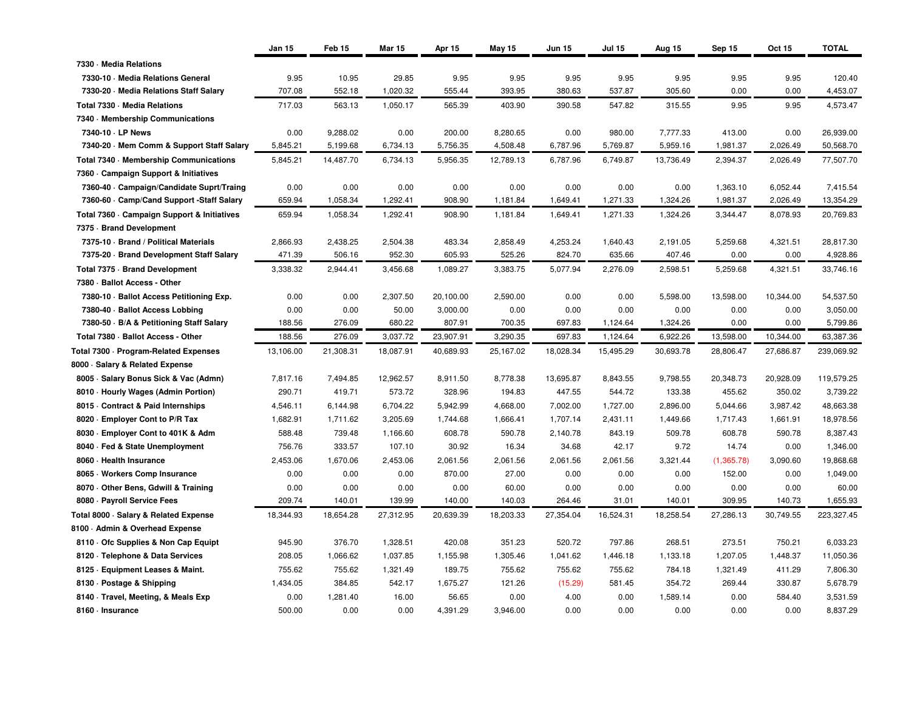| | Jan 15 | Feb 15 | Mar 15 | Apr 15 | May 15 | Jun 15 | Jul 15 | Aug 15 | Sep 15 | Oct 15 | TOTAL |
|---|---|---|---|---|---|---|---|---|---|---|---|
| 7330 · Media Relations | | | | | | | | | | | |
| 7330-10 · Media Relations General | 9.95 | 10.95 | 29.85 | 9.95 | 9.95 | 9.95 | 9.95 | 9.95 | 9.95 | 9.95 | 120.40 |
| 7330-20 · Media Relations Staff Salary | 707.08 | 552.18 | 1,020.32 | 555.44 | 393.95 | 380.63 | 537.87 | 305.60 | 0.00 | 0.00 | 4,453.07 |
| Total 7330 · Media Relations | 717.03 | 563.13 | 1,050.17 | 565.39 | 403.90 | 390.58 | 547.82 | 315.55 | 9.95 | 9.95 | 4,573.47 |
| 7340 · Membership Communications | | | | | | | | | | | |
| 7340-10 · LP News | 0.00 | 9,288.02 | 0.00 | 200.00 | 8,280.65 | 0.00 | 980.00 | 7,777.33 | 413.00 | 0.00 | 26,939.00 |
| 7340-20 · Mem Comm & Support Staff Salary | 5,845.21 | 5,199.68 | 6,734.13 | 5,756.35 | 4,508.48 | 6,787.96 | 5,769.87 | 5,959.16 | 1,981.37 | 2,026.49 | 50,568.70 |
| Total 7340 · Membership Communications | 5,845.21 | 14,487.70 | 6,734.13 | 5,956.35 | 12,789.13 | 6,787.96 | 6,749.87 | 13,736.49 | 2,394.37 | 2,026.49 | 77,507.70 |
| 7360 · Campaign Support & Initiatives | | | | | | | | | | | |
| 7360-40 · Campaign/Candidate Suprt/Traing | 0.00 | 0.00 | 0.00 | 0.00 | 0.00 | 0.00 | 0.00 | 0.00 | 1,363.10 | 6,052.44 | 7,415.54 |
| 7360-60 · Camp/Cand Support -Staff Salary | 659.94 | 1,058.34 | 1,292.41 | 908.90 | 1,181.84 | 1,649.41 | 1,271.33 | 1,324.26 | 1,981.37 | 2,026.49 | 13,354.29 |
| Total 7360 · Campaign Support & Initiatives | 659.94 | 1,058.34 | 1,292.41 | 908.90 | 1,181.84 | 1,649.41 | 1,271.33 | 1,324.26 | 3,344.47 | 8,078.93 | 20,769.83 |
| 7375 · Brand Development | | | | | | | | | | | |
| 7375-10 · Brand / Political Materials | 2,866.93 | 2,438.25 | 2,504.38 | 483.34 | 2,858.49 | 4,253.24 | 1,640.43 | 2,191.05 | 5,259.68 | 4,321.51 | 28,817.30 |
| 7375-20 · Brand Development Staff Salary | 471.39 | 506.16 | 952.30 | 605.93 | 525.26 | 824.70 | 635.66 | 407.46 | 0.00 | 0.00 | 4,928.86 |
| Total 7375 · Brand Development | 3,338.32 | 2,944.41 | 3,456.68 | 1,089.27 | 3,383.75 | 5,077.94 | 2,276.09 | 2,598.51 | 5,259.68 | 4,321.51 | 33,746.16 |
| 7380 · Ballot Access - Other | | | | | | | | | | | |
| 7380-10 · Ballot Access Petitioning Exp. | 0.00 | 0.00 | 2,307.50 | 20,100.00 | 2,590.00 | 0.00 | 0.00 | 5,598.00 | 13,598.00 | 10,344.00 | 54,537.50 |
| 7380-40 · Ballot Access Lobbing | 0.00 | 0.00 | 50.00 | 3,000.00 | 0.00 | 0.00 | 0.00 | 0.00 | 0.00 | 0.00 | 3,050.00 |
| 7380-50 · B/A & Petitioning Staff Salary | 188.56 | 276.09 | 680.22 | 807.91 | 700.35 | 697.83 | 1,124.64 | 1,324.26 | 0.00 | 0.00 | 5,799.86 |
| Total 7380 · Ballot Access - Other | 188.56 | 276.09 | 3,037.72 | 23,907.91 | 3,290.35 | 697.83 | 1,124.64 | 6,922.26 | 13,598.00 | 10,344.00 | 63,387.36 |
| Total 7300 · Program-Related Expenses | 13,106.00 | 21,308.31 | 18,087.91 | 40,689.93 | 25,167.02 | 18,028.34 | 15,495.29 | 30,693.78 | 28,806.47 | 27,686.87 | 239,069.92 |
| 8000 · Salary & Related Expense | | | | | | | | | | | |
| 8005 · Salary Bonus Sick & Vac (Admn) | 7,817.16 | 7,494.85 | 12,962.57 | 8,911.50 | 8,778.38 | 13,695.87 | 8,843.55 | 9,798.55 | 20,348.73 | 20,928.09 | 119,579.25 |
| 8010 · Hourly Wages (Admin Portion) | 290.71 | 419.71 | 573.72 | 328.96 | 194.83 | 447.55 | 544.72 | 133.38 | 455.62 | 350.02 | 3,739.22 |
| 8015 · Contract & Paid Internships | 4,546.11 | 6,144.98 | 6,704.22 | 5,942.99 | 4,668.00 | 7,002.00 | 1,727.00 | 2,896.00 | 5,044.66 | 3,987.42 | 48,663.38 |
| 8020 · Employer Cont to P/R Tax | 1,682.91 | 1,711.62 | 3,205.69 | 1,744.68 | 1,666.41 | 1,707.14 | 2,431.11 | 1,449.66 | 1,717.43 | 1,661.91 | 18,978.56 |
| 8030 · Employer Cont to 401K & Adm | 588.48 | 739.48 | 1,166.60 | 608.78 | 590.78 | 2,140.78 | 843.19 | 509.78 | 608.78 | 590.78 | 8,387.43 |
| 8040 · Fed & State Unemployment | 756.76 | 333.57 | 107.10 | 30.92 | 16.34 | 34.68 | 42.17 | 9.72 | 14.74 | 0.00 | 1,346.00 |
| 8060 · Health Insurance | 2,453.06 | 1,670.06 | 2,453.06 | 2,061.56 | 2,061.56 | 2,061.56 | 2,061.56 | 3,321.44 | (1,365.78) | 3,090.60 | 19,868.68 |
| 8065 · Workers Comp Insurance | 0.00 | 0.00 | 0.00 | 870.00 | 27.00 | 0.00 | 0.00 | 0.00 | 152.00 | 0.00 | 1,049.00 |
| 8070 · Other Bens, Gdwill & Training | 0.00 | 0.00 | 0.00 | 0.00 | 60.00 | 0.00 | 0.00 | 0.00 | 0.00 | 0.00 | 60.00 |
| 8080 · Payroll Service Fees | 209.74 | 140.01 | 139.99 | 140.00 | 140.03 | 264.46 | 31.01 | 140.01 | 309.95 | 140.73 | 1,655.93 |
| Total 8000 · Salary & Related Expense | 18,344.93 | 18,654.28 | 27,312.95 | 20,639.39 | 18,203.33 | 27,354.04 | 16,524.31 | 18,258.54 | 27,286.13 | 30,749.55 | 223,327.45 |
| 8100 · Admin & Overhead Expense | | | | | | | | | | | |
| 8110 · Ofc Supplies & Non Cap Equipt | 945.90 | 376.70 | 1,328.51 | 420.08 | 351.23 | 520.72 | 797.86 | 268.51 | 273.51 | 750.21 | 6,033.23 |
| 8120 · Telephone & Data Services | 208.05 | 1,066.62 | 1,037.85 | 1,155.98 | 1,305.46 | 1,041.62 | 1,446.18 | 1,133.18 | 1,207.05 | 1,448.37 | 11,050.36 |
| 8125 · Equipment Leases & Maint. | 755.62 | 755.62 | 1,321.49 | 189.75 | 755.62 | 755.62 | 755.62 | 784.18 | 1,321.49 | 411.29 | 7,806.30 |
| 8130 · Postage & Shipping | 1,434.05 | 384.85 | 542.17 | 1,675.27 | 121.26 | (15.29) | 581.45 | 354.72 | 269.44 | 330.87 | 5,678.79 |
| 8140 · Travel, Meeting, & Meals Exp | 0.00 | 1,281.40 | 16.00 | 56.65 | 0.00 | 4.00 | 0.00 | 1,589.14 | 0.00 | 584.40 | 3,531.59 |
| 8160 · Insurance | 500.00 | 0.00 | 0.00 | 4,391.29 | 3,946.00 | 0.00 | 0.00 | 0.00 | 0.00 | 0.00 | 8,837.29 |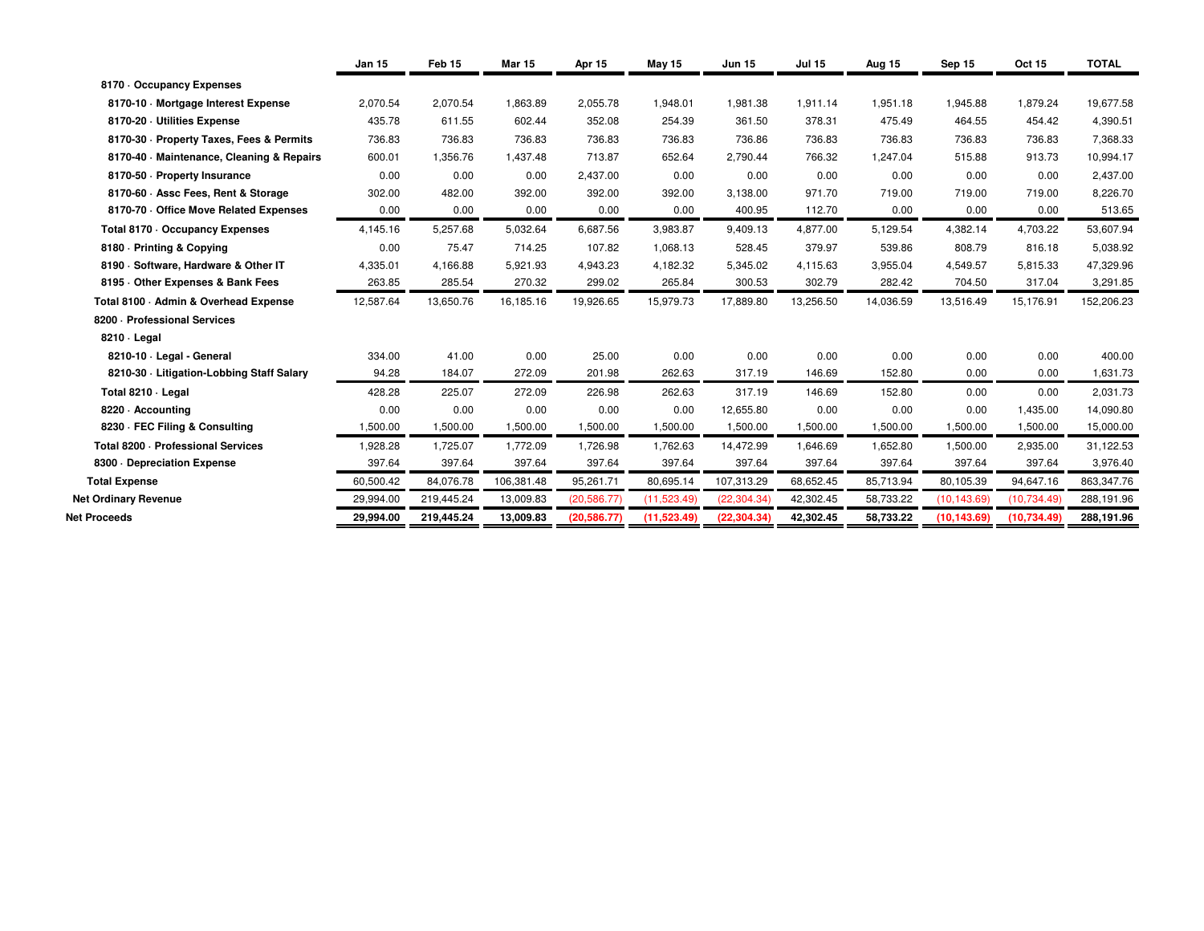| | Jan 15 | Feb 15 | Mar 15 | Apr 15 | May 15 | Jun 15 | Jul 15 | Aug 15 | Sep 15 | Oct 15 | TOTAL |
|---|---|---|---|---|---|---|---|---|---|---|---|
| **8170 · Occupancy Expenses** | | | | | | | | | | | |
| **8170-10 · Mortgage Interest Expense** | 2,070.54 | 2,070.54 | 1,863.89 | 2,055.78 | 1,948.01 | 1,981.38 | 1,911.14 | 1,951.18 | 1,945.88 | 1,879.24 | 19,677.58 |
| **8170-20 · Utilities Expense** | 435.78 | 611.55 | 602.44 | 352.08 | 254.39 | 361.50 | 378.31 | 475.49 | 464.55 | 454.42 | 4,390.51 |
| **8170-30 · Property Taxes, Fees & Permits** | 736.83 | 736.83 | 736.83 | 736.83 | 736.83 | 736.86 | 736.83 | 736.83 | 736.83 | 736.83 | 7,368.33 |
| **8170-40 · Maintenance, Cleaning & Repairs** | 600.01 | 1,356.76 | 1,437.48 | 713.87 | 652.64 | 2,790.44 | 766.32 | 1,247.04 | 515.88 | 913.73 | 10,994.17 |
| **8170-50 · Property Insurance** | 0.00 | 0.00 | 0.00 | 2,437.00 | 0.00 | 0.00 | 0.00 | 0.00 | 0.00 | 0.00 | 2,437.00 |
| **8170-60 · Assc Fees, Rent & Storage** | 302.00 | 482.00 | 392.00 | 392.00 | 392.00 | 3,138.00 | 971.70 | 719.00 | 719.00 | 719.00 | 8,226.70 |
| **8170-70 · Office Move Related Expenses** | 0.00 | 0.00 | 0.00 | 0.00 | 0.00 | 400.95 | 112.70 | 0.00 | 0.00 | 0.00 | 513.65 |
| **Total 8170 · Occupancy Expenses** | 4,145.16 | 5,257.68 | 5,032.64 | 6,687.56 | 3,983.87 | 9,409.13 | 4,877.00 | 5,129.54 | 4,382.14 | 4,703.22 | 53,607.94 |
| **8180 · Printing & Copying** | 0.00 | 75.47 | 714.25 | 107.82 | 1,068.13 | 528.45 | 379.97 | 539.86 | 808.79 | 816.18 | 5,038.92 |
| **8190 · Software, Hardware & Other IT** | 4,335.01 | 4,166.88 | 5,921.93 | 4,943.23 | 4,182.32 | 5,345.02 | 4,115.63 | 3,955.04 | 4,549.57 | 5,815.33 | 47,329.96 |
| **8195 · Other Expenses & Bank Fees** | 263.85 | 285.54 | 270.32 | 299.02 | 265.84 | 300.53 | 302.79 | 282.42 | 704.50 | 317.04 | 3,291.85 |
| **Total 8100 · Admin & Overhead Expense** | 12,587.64 | 13,650.76 | 16,185.16 | 19,926.65 | 15,979.73 | 17,889.80 | 13,256.50 | 14,036.59 | 13,516.49 | 15,176.91 | 152,206.23 |
| **8200 · Professional Services** | | | | | | | | | | | |
| **8210 · Legal** | | | | | | | | | | | |
| **8210-10 · Legal - General** | 334.00 | 41.00 | 0.00 | 25.00 | 0.00 | 0.00 | 0.00 | 0.00 | 0.00 | 0.00 | 400.00 |
| **8210-30 · Litigation-Lobbing Staff Salary** | 94.28 | 184.07 | 272.09 | 201.98 | 262.63 | 317.19 | 146.69 | 152.80 | 0.00 | 0.00 | 1,631.73 |
| **Total 8210 · Legal** | 428.28 | 225.07 | 272.09 | 226.98 | 262.63 | 317.19 | 146.69 | 152.80 | 0.00 | 0.00 | 2,031.73 |
| **8220 · Accounting** | 0.00 | 0.00 | 0.00 | 0.00 | 0.00 | 12,655.80 | 0.00 | 0.00 | 0.00 | 1,435.00 | 14,090.80 |
| **8230 · FEC Filing & Consulting** | 1,500.00 | 1,500.00 | 1,500.00 | 1,500.00 | 1,500.00 | 1,500.00 | 1,500.00 | 1,500.00 | 1,500.00 | 1,500.00 | 15,000.00 |
| **Total 8200 · Professional Services** | 1,928.28 | 1,725.07 | 1,772.09 | 1,726.98 | 1,762.63 | 14,472.99 | 1,646.69 | 1,652.80 | 1,500.00 | 2,935.00 | 31,122.53 |
| **8300 · Depreciation Expense** | 397.64 | 397.64 | 397.64 | 397.64 | 397.64 | 397.64 | 397.64 | 397.64 | 397.64 | 397.64 | 3,976.40 |
| **Total Expense** | 60,500.42 | 84,076.78 | 106,381.48 | 95,261.71 | 80,695.14 | 107,313.29 | 68,652.45 | 85,713.94 | 80,105.39 | 94,647.16 | 863,347.76 |
| **Net Ordinary Revenue** | 29,994.00 | 219,445.24 | 13,009.83 | (20,586.77) | (11,523.49) | (22,304.34) | 42,302.45 | 58,733.22 | (10,143.69) | (10,734.49) | 288,191.96 |
| **Net Proceeds** | **29,994.00** | **219,445.24** | **13,009.83** | **(20,586.77)** | **(11,523.49)** | **(22,304.34)** | **42,302.45** | **58,733.22** | **(10,143.69)** | **(10,734.49)** | **288,191.96** |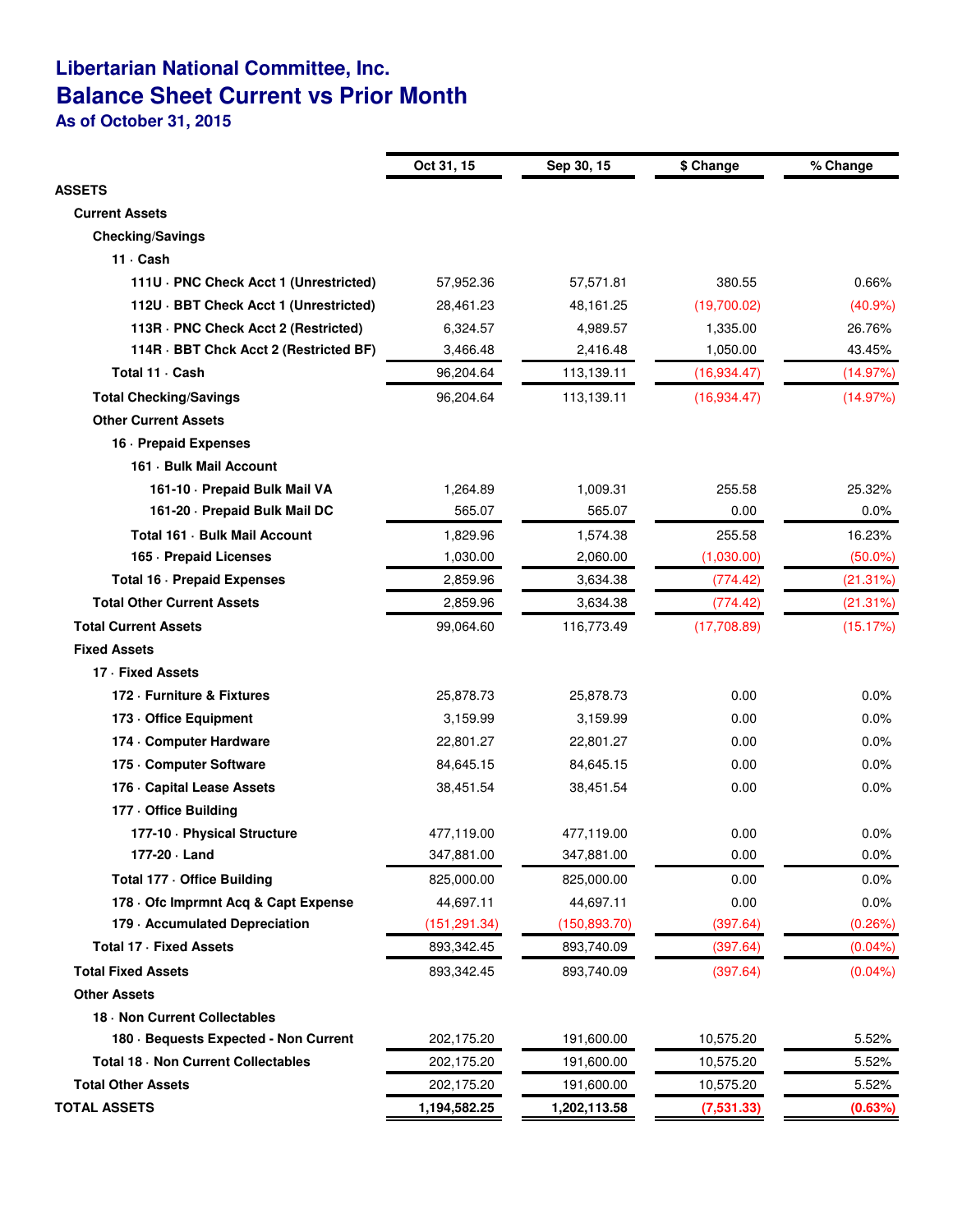# Libertarian National Committee, Inc.

## Balance Sheet Current vs Prior Month

### As of October 31, 2015

| | Oct 31, 15 | Sep 30, 15 | $ Change | % Change |
|---|---|---|---|---|
| **ASSETS** | | | | |
| **Current Assets** | | | | |
| **Checking/Savings** | | | | |
| **11 · Cash** | | | | |
| **111U · PNC Check Acct 1 (Unrestricted)** | 57,952.36 | 57,571.81 | 380.55 | 0.66% |
| **112U · BBT Check Acct 1 (Unrestricted)** | 28,461.23 | 48,161.25 | (19,700.02) | (40.9%) |
| **113R · PNC Check Acct 2 (Restricted)** | 6,324.57 | 4,989.57 | 1,335.00 | 26.76% |
| **114R · BBT Chck Acct 2 (Restricted BF)** | 3,466.48 | 2,416.48 | 1,050.00 | 43.45% |
| **Total 11 · Cash** | 96,204.64 | 113,139.11 | (16,934.47) | (14.97%) |
| **Total Checking/Savings** | 96,204.64 | 113,139.11 | (16,934.47) | (14.97%) |
| **Other Current Assets** | | | | |
| **16 · Prepaid Expenses** | | | | |
| **161 · Bulk Mail Account** | | | | |
| **161-10 · Prepaid Bulk Mail VA** | 1,264.89 | 1,009.31 | 255.58 | 25.32% |
| **161-20 · Prepaid Bulk Mail DC** | 565.07 | 565.07 | 0.00 | 0.0% |
| **Total 161 · Bulk Mail Account** | 1,829.96 | 1,574.38 | 255.58 | 16.23% |
| **165 · Prepaid Licenses** | 1,030.00 | 2,060.00 | (1,030.00) | (50.0%) |
| **Total 16 · Prepaid Expenses** | 2,859.96 | 3,634.38 | (774.42) | (21.31%) |
| **Total Other Current Assets** | 2,859.96 | 3,634.38 | (774.42) | (21.31%) |
| **Total Current Assets** | 99,064.60 | 116,773.49 | (17,708.89) | (15.17%) |
| **Fixed Assets** | | | | |
| **17 · Fixed Assets** | | | | |
| **172 · Furniture & Fixtures** | 25,878.73 | 25,878.73 | 0.00 | 0.0% |
| **173 · Office Equipment** | 3,159.99 | 3,159.99 | 0.00 | 0.0% |
| **174 · Computer Hardware** | 22,801.27 | 22,801.27 | 0.00 | 0.0% |
| **175 · Computer Software** | 84,645.15 | 84,645.15 | 0.00 | 0.0% |
| **176 · Capital Lease Assets** | 38,451.54 | 38,451.54 | 0.00 | 0.0% |
| **177 · Office Building** | | | | |
| **177-10 · Physical Structure** | 477,119.00 | 477,119.00 | 0.00 | 0.0% |
| **177-20 · Land** | 347,881.00 | 347,881.00 | 0.00 | 0.0% |
| **Total 177 · Office Building** | 825,000.00 | 825,000.00 | 0.00 | 0.0% |
| **178 · Ofc Imprmnt Acq & Capt Expense** | 44,697.11 | 44,697.11 | 0.00 | 0.0% |
| **179 · Accumulated Depreciation** | (151,291.34) | (150,893.70) | (397.64) | (0.26%) |
| **Total 17 · Fixed Assets** | 893,342.45 | 893,740.09 | (397.64) | (0.04%) |
| **Total Fixed Assets** | 893,342.45 | 893,740.09 | (397.64) | (0.04%) |
| **Other Assets** | | | | |
| **18 · Non Current Collectables** | | | | |
| **180 · Bequests Expected - Non Current** | 202,175.20 | 191,600.00 | 10,575.20 | 5.52% |
| **Total 18 · Non Current Collectables** | 202,175.20 | 191,600.00 | 10,575.20 | 5.52% |
| **Total Other Assets** | 202,175.20 | 191,600.00 | 10,575.20 | 5.52% |
| **TOTAL ASSETS** | **1,194,582.25** | **1,202,113.58** | **(7,531.33)** | **(0.63%)** |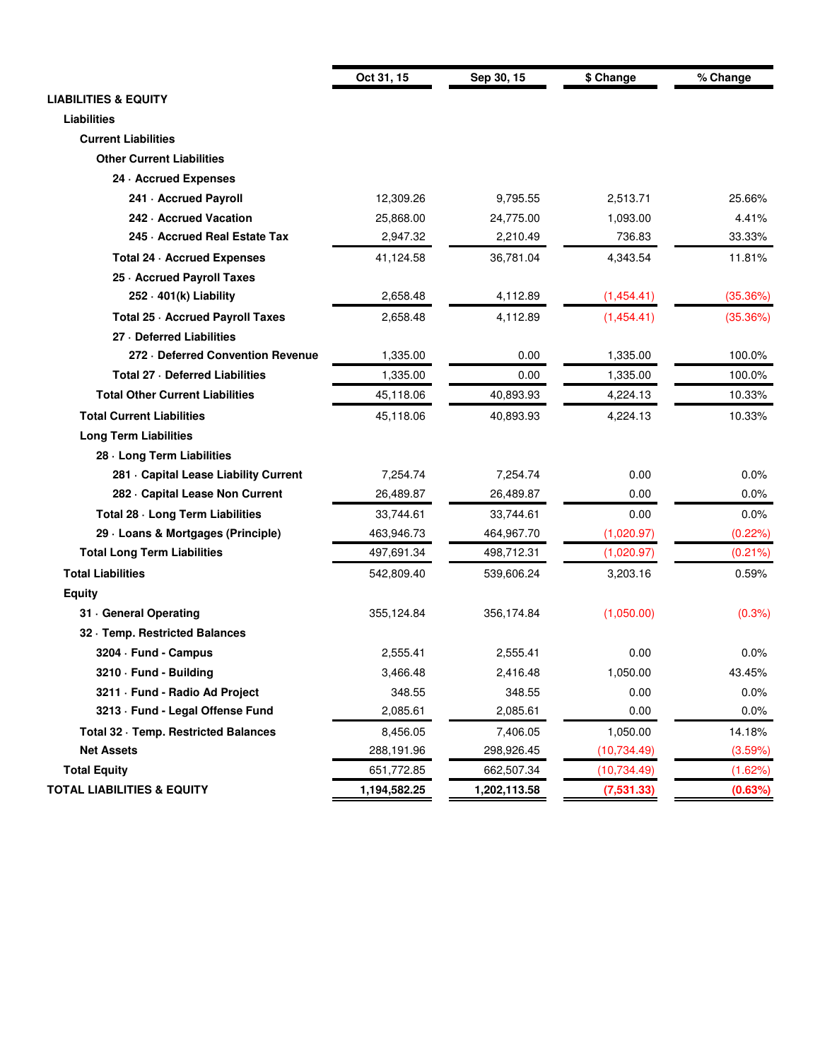| | Oct 31, 15 | Sep 30, 15 | $ Change | % Change |
|---|---|---|---|---|
| **LIABILITIES & EQUITY** | | | | |
| **Liabilities** | | | | |
| **Current Liabilities** | | | | |
| **Other Current Liabilities** | | | | |
| **24 · Accrued Expenses** | | | | |
| **241 · Accrued Payroll** | 12,309.26 | 9,795.55 | 2,513.71 | 25.66% |
| **242 · Accrued Vacation** | 25,868.00 | 24,775.00 | 1,093.00 | 4.41% |
| **245 · Accrued Real Estate Tax** | 2,947.32 | 2,210.49 | 736.83 | 33.33% |
| **Total 24 · Accrued Expenses** | 41,124.58 | 36,781.04 | 4,343.54 | 11.81% |
| **25 · Accrued Payroll Taxes** | | | | |
| **252 · 401(k) Liability** | 2,658.48 | 4,112.89 | (1,454.41) | (35.36%) |
| **Total 25 · Accrued Payroll Taxes** | 2,658.48 | 4,112.89 | (1,454.41) | (35.36%) |
| **27 · Deferred Liabilities** | | | | |
| **272 · Deferred Convention Revenue** | 1,335.00 | 0.00 | 1,335.00 | 100.0% |
| **Total 27 · Deferred Liabilities** | 1,335.00 | 0.00 | 1,335.00 | 100.0% |
| **Total Other Current Liabilities** | 45,118.06 | 40,893.93 | 4,224.13 | 10.33% |
| **Total Current Liabilities** | 45,118.06 | 40,893.93 | 4,224.13 | 10.33% |
| **Long Term Liabilities** | | | | |
| **28 · Long Term Liabilities** | | | | |
| **281 · Capital Lease Liability Current** | 7,254.74 | 7,254.74 | 0.00 | 0.0% |
| **282 · Capital Lease Non Current** | 26,489.87 | 26,489.87 | 0.00 | 0.0% |
| **Total 28 · Long Term Liabilities** | 33,744.61 | 33,744.61 | 0.00 | 0.0% |
| **29 · Loans & Mortgages (Principle)** | 463,946.73 | 464,967.70 | (1,020.97) | (0.22%) |
| **Total Long Term Liabilities** | 497,691.34 | 498,712.31 | (1,020.97) | (0.21%) |
| **Total Liabilities** | 542,809.40 | 539,606.24 | 3,203.16 | 0.59% |
| **Equity** | | | | |
| **31 · General Operating** | 355,124.84 | 356,174.84 | (1,050.00) | (0.3%) |
| **32 · Temp. Restricted Balances** | | | | |
| **3204 · Fund - Campus** | 2,555.41 | 2,555.41 | 0.00 | 0.0% |
| **3210 · Fund - Building** | 3,466.48 | 2,416.48 | 1,050.00 | 43.45% |
| **3211 · Fund - Radio Ad Project** | 348.55 | 348.55 | 0.00 | 0.0% |
| **3213 · Fund - Legal Offense Fund** | 2,085.61 | 2,085.61 | 0.00 | 0.0% |
| **Total 32 · Temp. Restricted Balances** | 8,456.05 | 7,406.05 | 1,050.00 | 14.18% |
| **Net Assets** | 288,191.96 | 298,926.45 | (10,734.49) | (3.59%) |
| **Total Equity** | 651,772.85 | 662,507.34 | (10,734.49) | (1.62%) |
| **TOTAL LIABILITIES & EQUITY** | **1,194,582.25** | **1,202,113.58** | **(7,531.33)** | **(0.63%)** |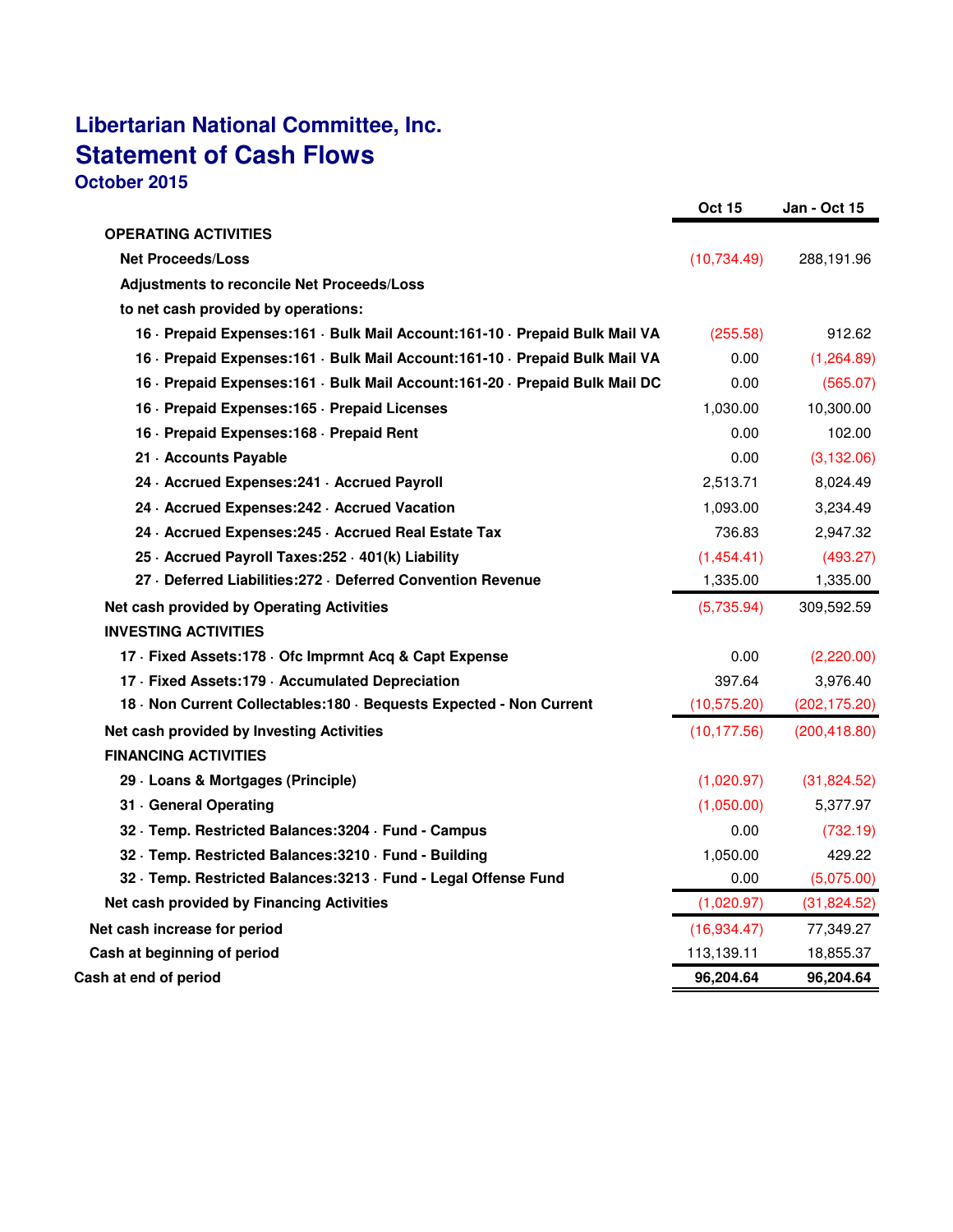# Libertarian National Committee, Inc.
## Statement of Cash Flows
### October 2015

| | Oct 15 | Jan - Oct 15 |
|---|---|---|
| **OPERATING ACTIVITIES** | | |
| **Net Proceeds/Loss** | (10,734.49) | 288,191.96 |
| **Adjustments to reconcile Net Proceeds/Loss** | | |
| **to net cash provided by operations:** | | |
| 16 · Prepaid Expenses:161 · Bulk Mail Account:161-10 · Prepaid Bulk Mail VA | (255.58) | 912.62 |
| 16 · Prepaid Expenses:161 · Bulk Mail Account:161-10 · Prepaid Bulk Mail VA | 0.00 | (1,264.89) |
| 16 · Prepaid Expenses:161 · Bulk Mail Account:161-20 · Prepaid Bulk Mail DC | 0.00 | (565.07) |
| 16 · Prepaid Expenses:165 · Prepaid Licenses | 1,030.00 | 10,300.00 |
| 16 · Prepaid Expenses:168 · Prepaid Rent | 0.00 | 102.00 |
| 21 · Accounts Payable | 0.00 | (3,132.06) |
| 24 · Accrued Expenses:241 · Accrued Payroll | 2,513.71 | 8,024.49 |
| 24 · Accrued Expenses:242 · Accrued Vacation | 1,093.00 | 3,234.49 |
| 24 · Accrued Expenses:245 · Accrued Real Estate Tax | 736.83 | 2,947.32 |
| 25 · Accrued Payroll Taxes:252 · 401(k) Liability | (1,454.41) | (493.27) |
| 27 · Deferred Liabilities:272 · Deferred Convention Revenue | 1,335.00 | 1,335.00 |
| **Net cash provided by Operating Activities** | (5,735.94) | 309,592.59 |
| **INVESTING ACTIVITIES** | | |
| 17 · Fixed Assets:178 · Ofc Imprmnt Acq & Capt Expense | 0.00 | (2,220.00) |
| 17 · Fixed Assets:179 · Accumulated Depreciation | 397.64 | 3,976.40 |
| 18 · Non Current Collectables:180 · Bequests Expected - Non Current | (10,575.20) | (202,175.20) |
| **Net cash provided by Investing Activities** | (10,177.56) | (200,418.80) |
| **FINANCING ACTIVITIES** | | |
| 29 · Loans & Mortgages (Principle) | (1,020.97) | (31,824.52) |
| 31 · General Operating | (1,050.00) | 5,377.97 |
| 32 · Temp. Restricted Balances:3204 · Fund - Campus | 0.00 | (732.19) |
| 32 · Temp. Restricted Balances:3210 · Fund - Building | 1,050.00 | 429.22 |
| 32 · Temp. Restricted Balances:3213 · Fund - Legal Offense Fund | 0.00 | (5,075.00) |
| **Net cash provided by Financing Activities** | (1,020.97) | (31,824.52) |
| **Net cash increase for period** | (16,934.47) | 77,349.27 |
| **Cash at beginning of period** | 113,139.11 | 18,855.37 |
| **Cash at end of period** | **96,204.64** | **96,204.64** |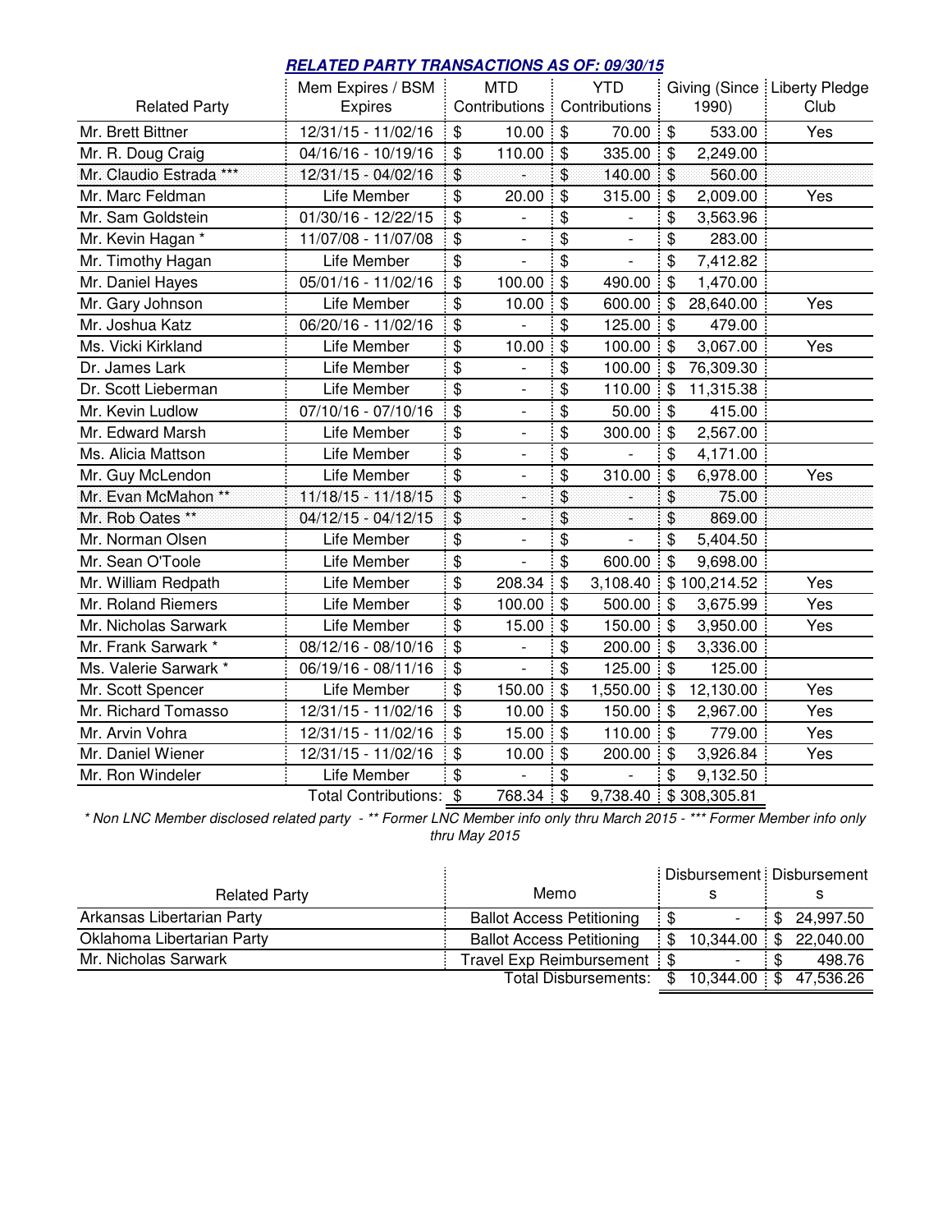## ***RELATED PARTY TRANSACTIONS AS OF: 09/30/15***

| Related Party | Mem Expires / BSM Expires | MTD Contributions | YTD Contributions | Giving (Since 1990) | Liberty Pledge Club |
|---|---|---|---|---|---|
| Mr. Brett Bittner | 12/31/15 - 11/02/16 | $ 10.00 | $ 70.00 | $ 533.00 | Yes |
| Mr. R. Doug Craig | 04/16/16 - 10/19/16 | $ 110.00 | $ 335.00 | $ 2,249.00 | |
| Mr. Claudio Estrada *** | 12/31/15 - 04/02/16 | $ - | $ 140.00 | $ 560.00 | |
| Mr. Marc Feldman | Life Member | $ 20.00 | $ 315.00 | $ 2,009.00 | Yes |
| Mr. Sam Goldstein | 01/30/16 - 12/22/15 | $ - | $ - | $ 3,563.96 | |
| Mr. Kevin Hagan * | 11/07/08 - 11/07/08 | $ - | $ - | $ 283.00 | |
| Mr. Timothy Hagan | Life Member | $ - | $ - | $ 7,412.82 | |
| Mr. Daniel Hayes | 05/01/16 - 11/02/16 | $ 100.00 | $ 490.00 | $ 1,470.00 | |
| Mr. Gary Johnson | Life Member | $ 10.00 | $ 600.00 | $ 28,640.00 | Yes |
| Mr. Joshua Katz | 06/20/16 - 11/02/16 | $ - | $ 125.00 | $ 479.00 | |
| Ms. Vicki Kirkland | Life Member | $ 10.00 | $ 100.00 | $ 3,067.00 | Yes |
| Dr. James Lark | Life Member | $ - | $ 100.00 | $ 76,309.30 | |
| Dr. Scott Lieberman | Life Member | $ - | $ 110.00 | $ 11,315.38 | |
| Mr. Kevin Ludlow | 07/10/16 - 07/10/16 | $ - | $ 50.00 | $ 415.00 | |
| Mr. Edward Marsh | Life Member | $ - | $ 300.00 | $ 2,567.00 | |
| Ms. Alicia Mattson | Life Member | $ - | $ - | $ 4,171.00 | |
| Mr. Guy McLendon | Life Member | $ - | $ 310.00 | $ 6,978.00 | Yes |
| Mr. Evan McMahon ** | 11/18/15 - 11/18/15 | $ - | $ - | $ 75.00 | |
| Mr. Rob Oates ** | 04/12/15 - 04/12/15 | $ - | $ - | $ 869.00 | |
| Mr. Norman Olsen | Life Member | $ - | $ - | $ 5,404.50 | |
| Mr. Sean O'Toole | Life Member | $ - | $ 600.00 | $ 9,698.00 | |
| Mr. William Redpath | Life Member | $ 208.34 | $ 3,108.40 | $ 100,214.52 | Yes |
| Mr. Roland Riemers | Life Member | $ 100.00 | $ 500.00 | $ 3,675.99 | Yes |
| Mr. Nicholas Sarwark | Life Member | $ 15.00 | $ 150.00 | $ 3,950.00 | Yes |
| Mr. Frank Sarwark * | 08/12/16 - 08/10/16 | $ - | $ 200.00 | $ 3,336.00 | |
| Ms. Valerie Sarwark * | 06/19/16 - 08/11/16 | $ - | $ 125.00 | $ 125.00 | |
| Mr. Scott Spencer | Life Member | $ 150.00 | $ 1,550.00 | $ 12,130.00 | Yes |
| Mr. Richard Tomasso | 12/31/15 - 11/02/16 | $ 10.00 | $ 150.00 | $ 2,967.00 | Yes |
| Mr. Arvin Vohra | 12/31/15 - 11/02/16 | $ 15.00 | $ 110.00 | $ 779.00 | Yes |
| Mr. Daniel Wiener | 12/31/15 - 11/02/16 | $ 10.00 | $ 200.00 | $ 3,926.84 | Yes |
| Mr. Ron Windeler | Life Member | $ - | $ - | $ 9,132.50 | |
| | Total Contributions: | $ 768.34 | $ 9,738.40 | $ 308,305.81 | |

*\* Non LNC Member disclosed related party - \*\* Former LNC Member info only thru March 2015 - \*\*\* Former Member info only thru May 2015*

| Related Party | Memo | Disbursements | Disbursements |
|---|---|---|---|
| Arkansas Libertarian Party | Ballot Access Petitioning | $ - | $ 24,997.50 |
| Oklahoma Libertarian Party | Ballot Access Petitioning | $ 10,344.00 | $ 22,040.00 |
| Mr. Nicholas Sarwark | Travel Exp Reimbursement | $ - | $ 498.76 |
| | Total Disbursements: | $ 10,344.00 | $ 47,536.26 |